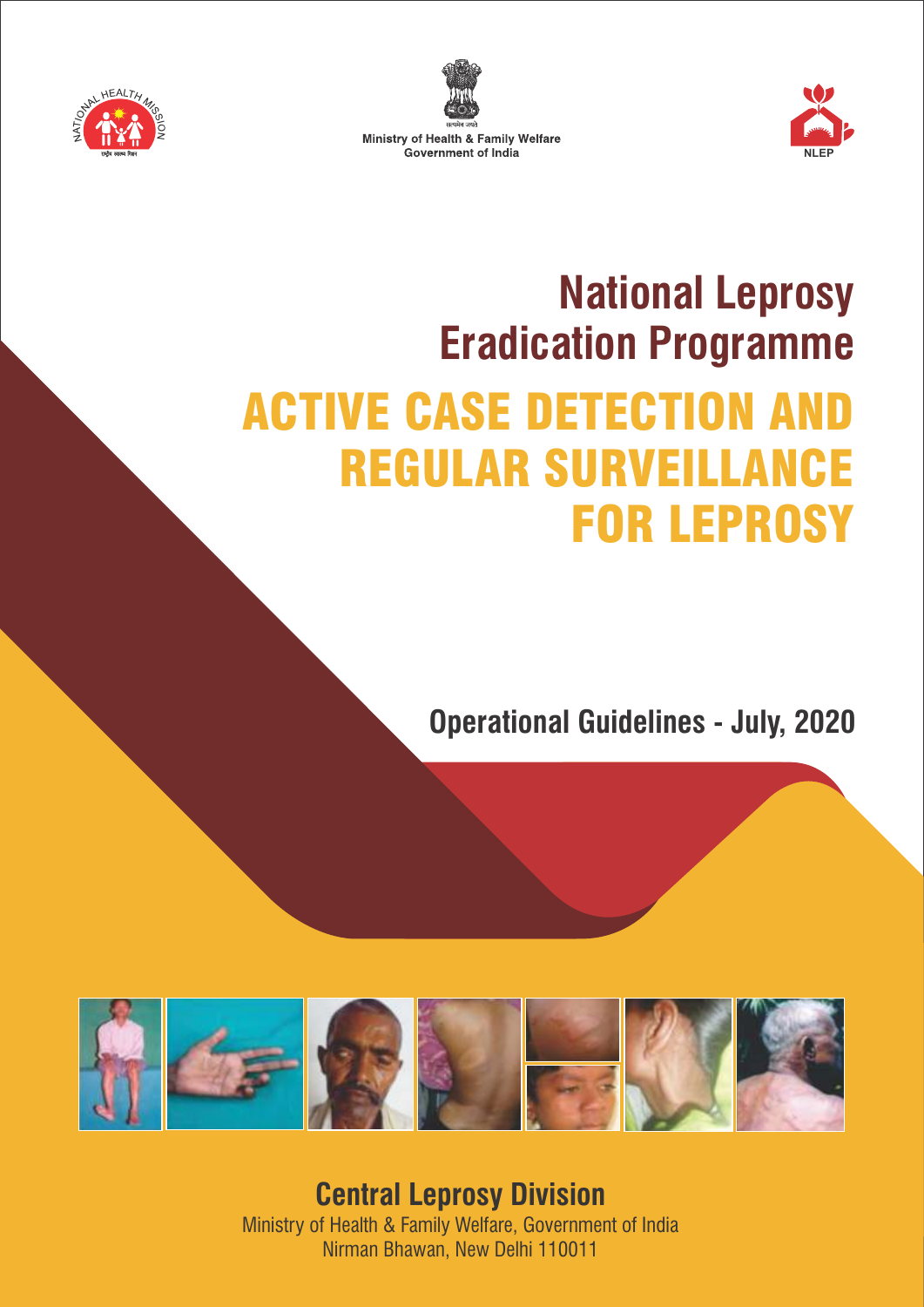NATIONAL HEALTH MISSION

Ministry of Health & Family Welfare
Government of India

NLEP

# National Leprosy Eradication Programme

# ACTIVE CASE DETECTION AND REGULAR SURVEILLANCE FOR LEPROSY

## Operational Guidelines - July, 2020

**Central Leprosy Division**
Ministry of Health & Family Welfare, Government of India
Nirman Bhawan, New Delhi 110011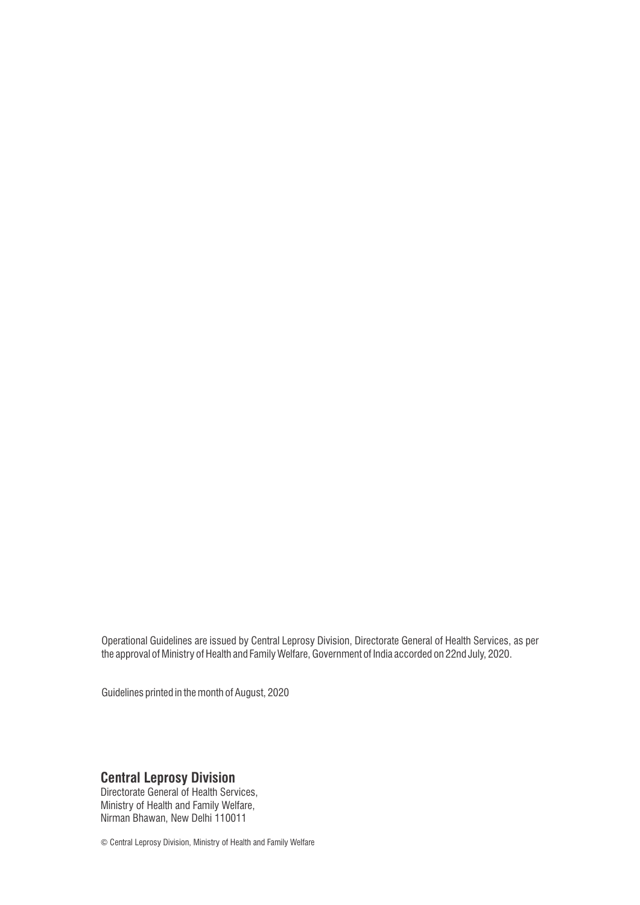Operational Guidelines are issued by Central Leprosy Division, Directorate General of Health Services, as per the approval of Ministry of Health and Family Welfare, Government of India accorded on 22nd July, 2020.

Guidelines printed in the month of August, 2020

**Central Leprosy Division**

Directorate General of Health Services,
Ministry of Health and Family Welfare,
Nirman Bhawan, New Delhi 110011

© Central Leprosy Division, Ministry of Health and Family Welfare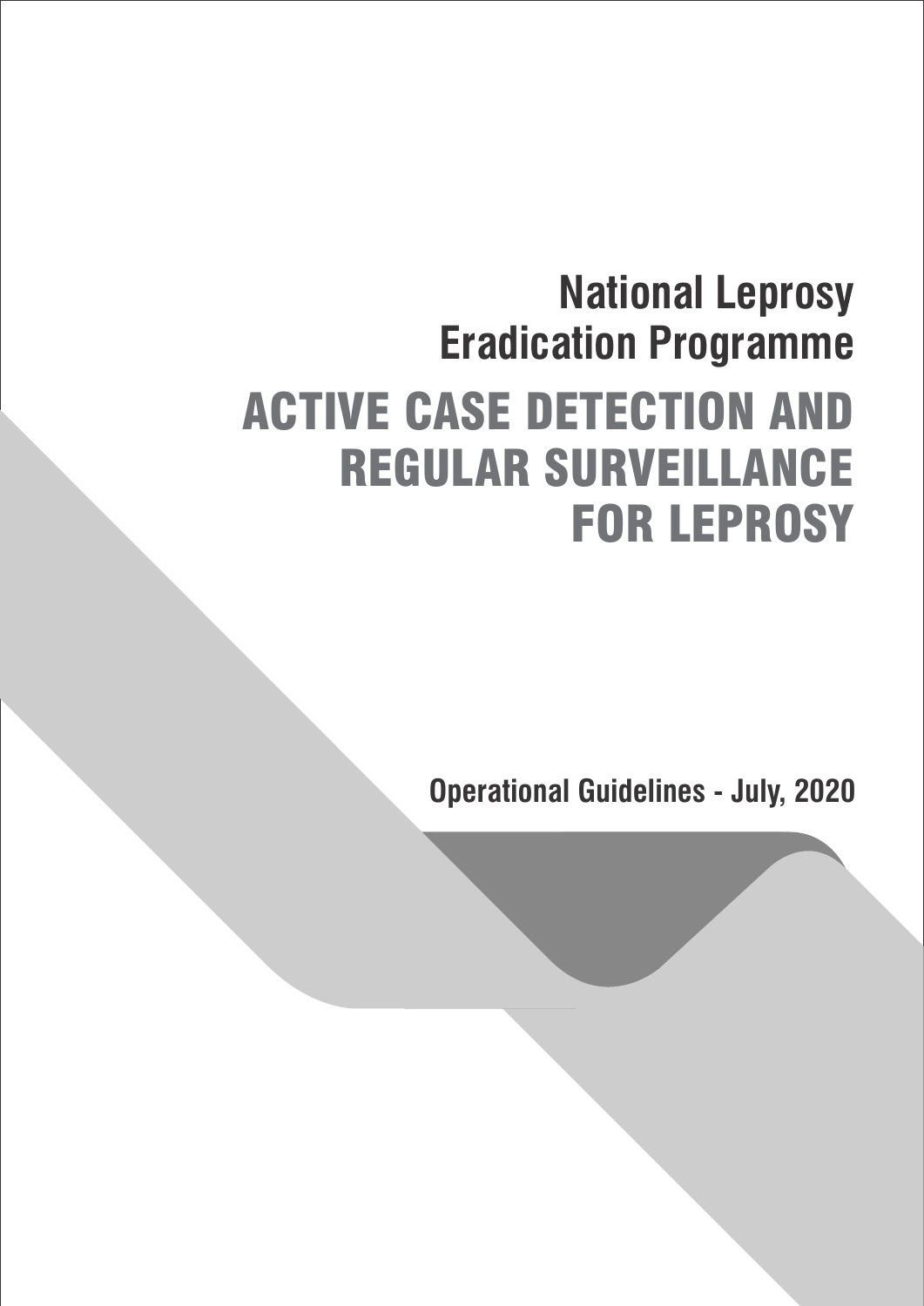# National Leprosy Eradication Programme

# ACTIVE CASE DETECTION AND REGULAR SURVEILLANCE FOR LEPROSY

**Operational Guidelines - July, 2020**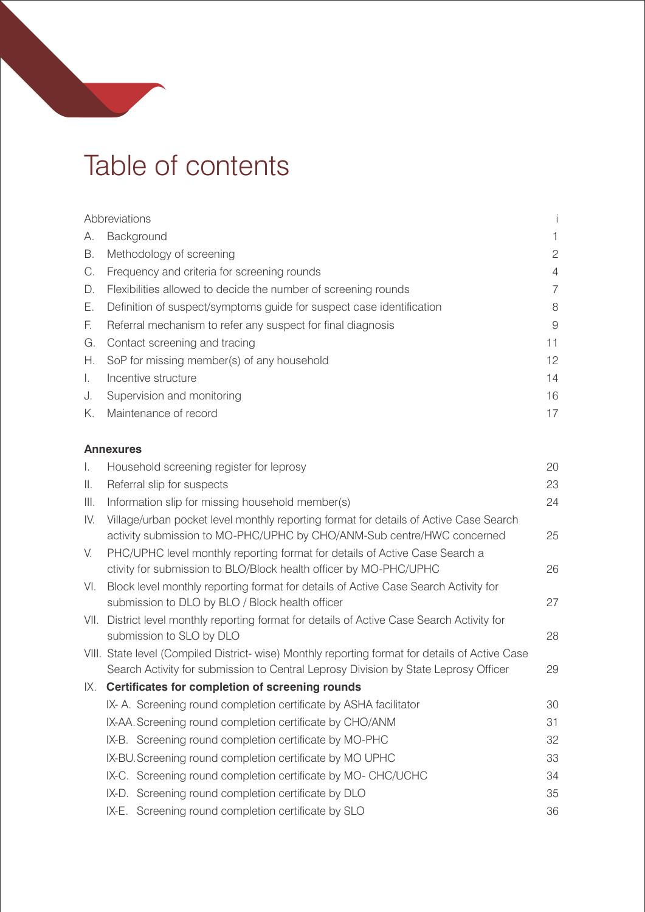# Table of contents

| | | |
|---|---|---|
| | Abbreviations | i |
| A. | Background | 1 |
| B. | Methodology of screening | 2 |
| C. | Frequency and criteria for screening rounds | 4 |
| D. | Flexibilities allowed to decide the number of screening rounds | 7 |
| E. | Definition of suspect/symptoms guide for suspect case identification | 8 |
| F. | Referral mechanism to refer any suspect for final diagnosis | 9 |
| G. | Contact screening and tracing | 11 |
| H. | SoP for missing member(s) of any household | 12 |
| I. | Incentive structure | 14 |
| J. | Supervision and monitoring | 16 |
| K. | Maintenance of record | 17 |

**Annexures**

| | | |
|---|---|---|
| I. | Household screening register for leprosy | 20 |
| II. | Referral slip for suspects | 23 |
| III. | Information slip for missing household member(s) | 24 |
| IV. | Village/urban pocket level monthly reporting format for details of Active Case Search activity submission to MO-PHC/UPHC by CHO/ANM-Sub centre/HWC concerned | 25 |
| V. | PHC/UPHC level monthly reporting format for details of Active Case Search a ctivity for submission to BLO/Block health officer by MO-PHC/UPHC | 26 |
| VI. | Block level monthly reporting format for details of Active Case Search Activity for submission to DLO by BLO / Block health officer | 27 |
| VII. | District level monthly reporting format for details of Active Case Search Activity for submission to SLO by DLO | 28 |
| VIII. | State level (Compiled District- wise) Monthly reporting format for details of Active Case Search Activity for submission to Central Leprosy Division by State Leprosy Officer | 29 |
| IX. | **Certificates for completion of screening rounds** | |
| | IX- A. Screening round completion certificate by ASHA facilitator | 30 |
| | IX-AA. Screening round completion certificate by CHO/ANM | 31 |
| | IX-B. Screening round completion certificate by MO-PHC | 32 |
| | IX-BU. Screening round completion certificate by MO UPHC | 33 |
| | IX-C. Screening round completion certificate by MO- CHC/UCHC | 34 |
| | IX-D. Screening round completion certificate by DLO | 35 |
| | IX-E. Screening round completion certificate by SLO | 36 |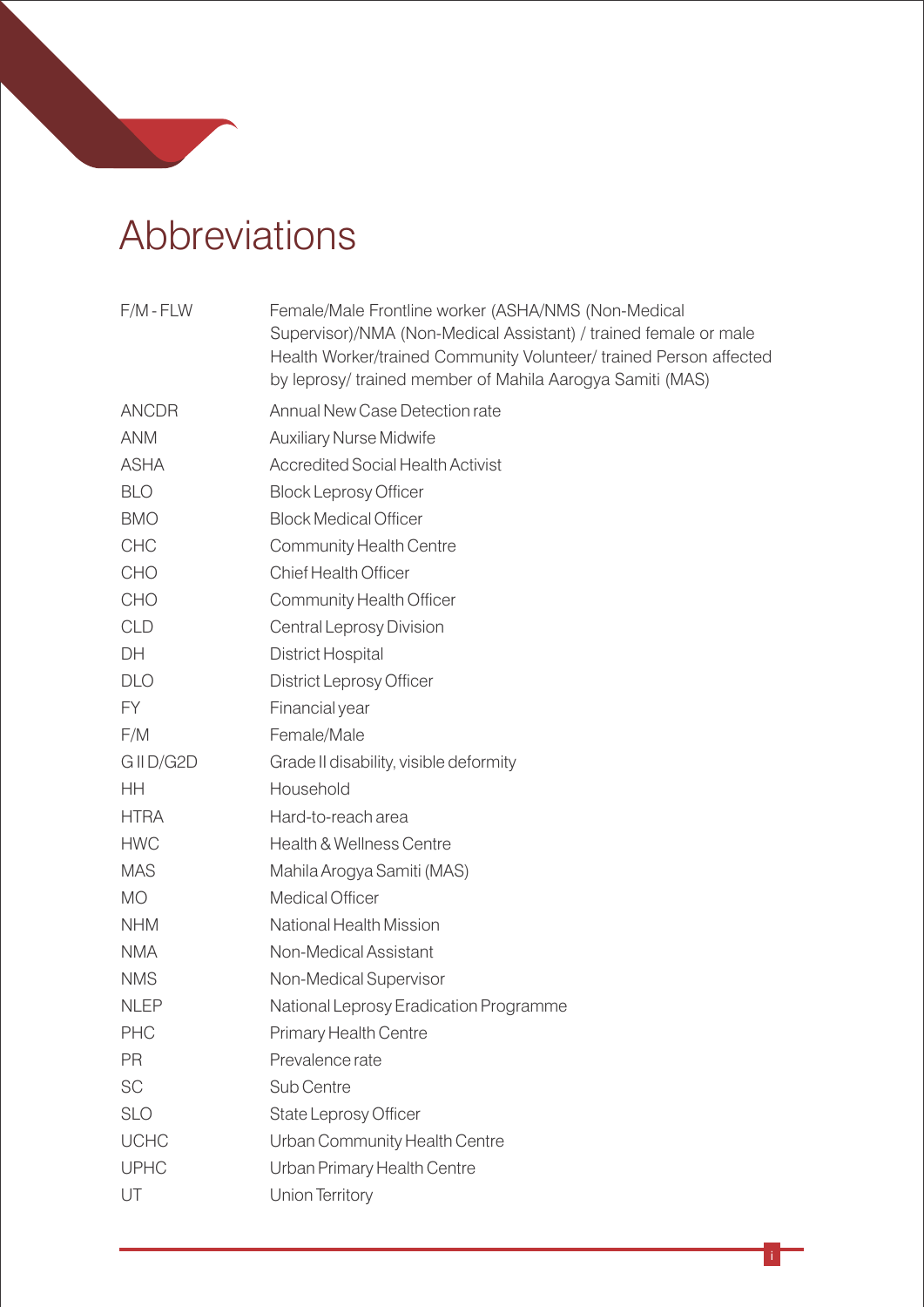# Abbreviations

| | |
|---|---|
| F/M - FLW | Female/Male Frontline worker (ASHA/NMS (Non-Medical Supervisor)/NMA (Non-Medical Assistant) / trained female or male Health Worker/trained Community Volunteer/ trained Person affected by leprosy/ trained member of Mahila Aarogya Samiti (MAS) |
| ANCDR | Annual New Case Detection rate |
| ANM | Auxiliary Nurse Midwife |
| ASHA | Accredited Social Health Activist |
| BLO | Block Leprosy Officer |
| BMO | Block Medical Officer |
| CHC | Community Health Centre |
| CHO | Chief Health Officer |
| CHO | Community Health Officer |
| CLD | Central Leprosy Division |
| DH | District Hospital |
| DLO | District Leprosy Officer |
| FY | Financial year |
| F/M | Female/Male |
| G II D/G2D | Grade II disability, visible deformity |
| HH | Household |
| HTRA | Hard-to-reach area |
| HWC | Health & Wellness Centre |
| MAS | Mahila Arogya Samiti (MAS) |
| MO | Medical Officer |
| NHM | National Health Mission |
| NMA | Non-Medical Assistant |
| NMS | Non-Medical Supervisor |
| NLEP | National Leprosy Eradication Programme |
| PHC | Primary Health Centre |
| PR | Prevalence rate |
| SC | Sub Centre |
| SLO | State Leprosy Officer |
| UCHC | Urban Community Health Centre |
| UPHC | Urban Primary Health Centre |
| UT | Union Territory |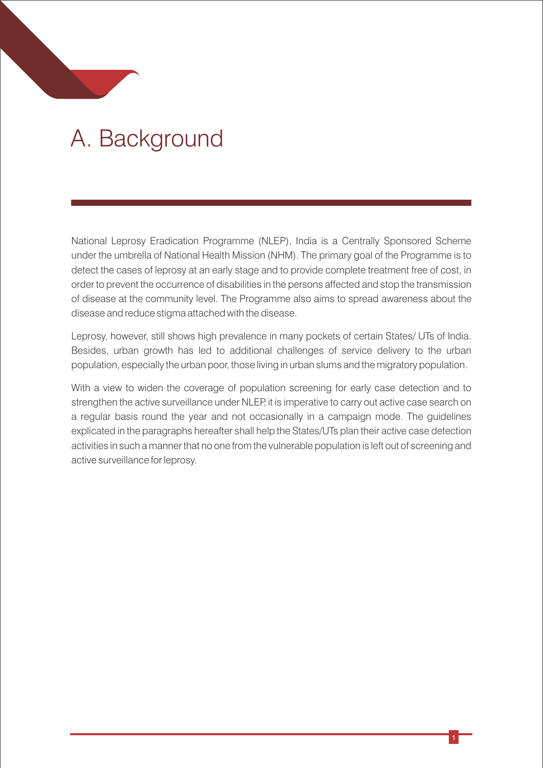# A. Background

National Leprosy Eradication Programme (NLEP), India is a Centrally Sponsored Scheme under the umbrella of National Health Mission (NHM). The primary goal of the Programme is to detect the cases of leprosy at an early stage and to provide complete treatment free of cost, in order to prevent the occurrence of disabilities in the persons affected and stop the transmission of disease at the community level. The Programme also aims to spread awareness about the disease and reduce stigma attached with the disease.

Leprosy, however, still shows high prevalence in many pockets of certain States/ UTs of India. Besides, urban growth has led to additional challenges of service delivery to the urban population, especially the urban poor, those living in urban slums and the migratory population.

With a view to widen the coverage of population screening for early case detection and to strengthen the active surveillance under NLEP, it is imperative to carry out active case search on a regular basis round the year and not occasionally in a campaign mode. The guidelines explicated in the paragraphs hereafter shall help the States/UTs plan their active case detection activities in such a manner that no one from the vulnerable population is left out of screening and active surveillance for leprosy.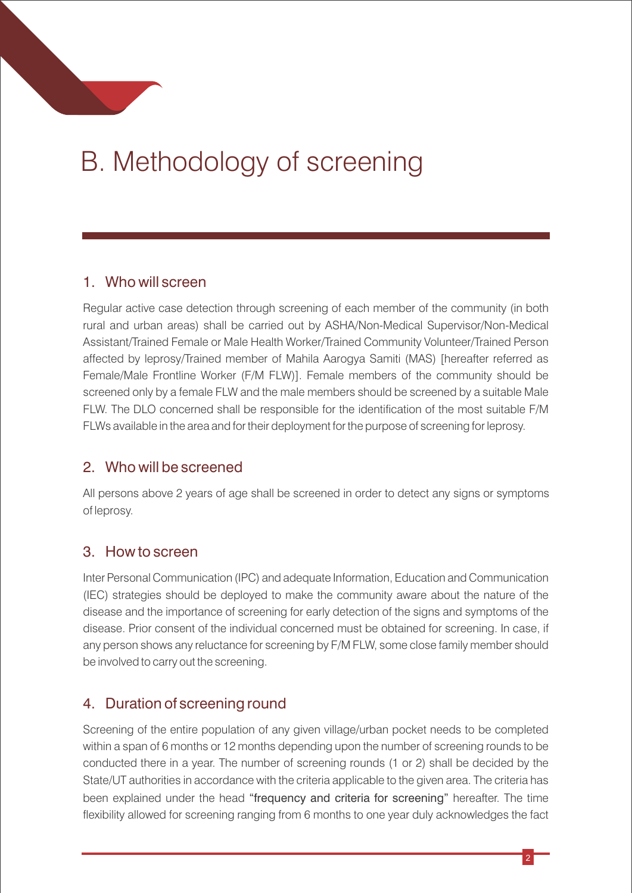# B. Methodology of screening

## 1. Who will screen

Regular active case detection through screening of each member of the community (in both rural and urban areas) shall be carried out by ASHA/Non-Medical Supervisor/Non-Medical Assistant/Trained Female or Male Health Worker/Trained Community Volunteer/Trained Person affected by leprosy/Trained member of Mahila Aarogya Samiti (MAS) [hereafter referred as Female/Male Frontline Worker (F/M FLW)]. Female members of the community should be screened only by a female FLW and the male members should be screened by a suitable Male FLW. The DLO concerned shall be responsible for the identification of the most suitable F/M FLWs available in the area and for their deployment for the purpose of screening for leprosy.

## 2. Who will be screened

All persons above 2 years of age shall be screened in order to detect any signs or symptoms of leprosy.

## 3. How to screen

Inter Personal Communication (IPC) and adequate Information, Education and Communication (IEC) strategies should be deployed to make the community aware about the nature of the disease and the importance of screening for early detection of the signs and symptoms of the disease. Prior consent of the individual concerned must be obtained for screening. In case, if any person shows any reluctance for screening by F/M FLW, some close family member should be involved to carry out the screening.

## 4. Duration of screening round

Screening of the entire population of any given village/urban pocket needs to be completed within a span of 6 months or 12 months depending upon the number of screening rounds to be conducted there in a year. The number of screening rounds (1 or 2) shall be decided by the State/UT authorities in accordance with the criteria applicable to the given area. The criteria has been explained under the head "frequency and criteria for screening" hereafter. The time flexibility allowed for screening ranging from 6 months to one year duly acknowledges the fact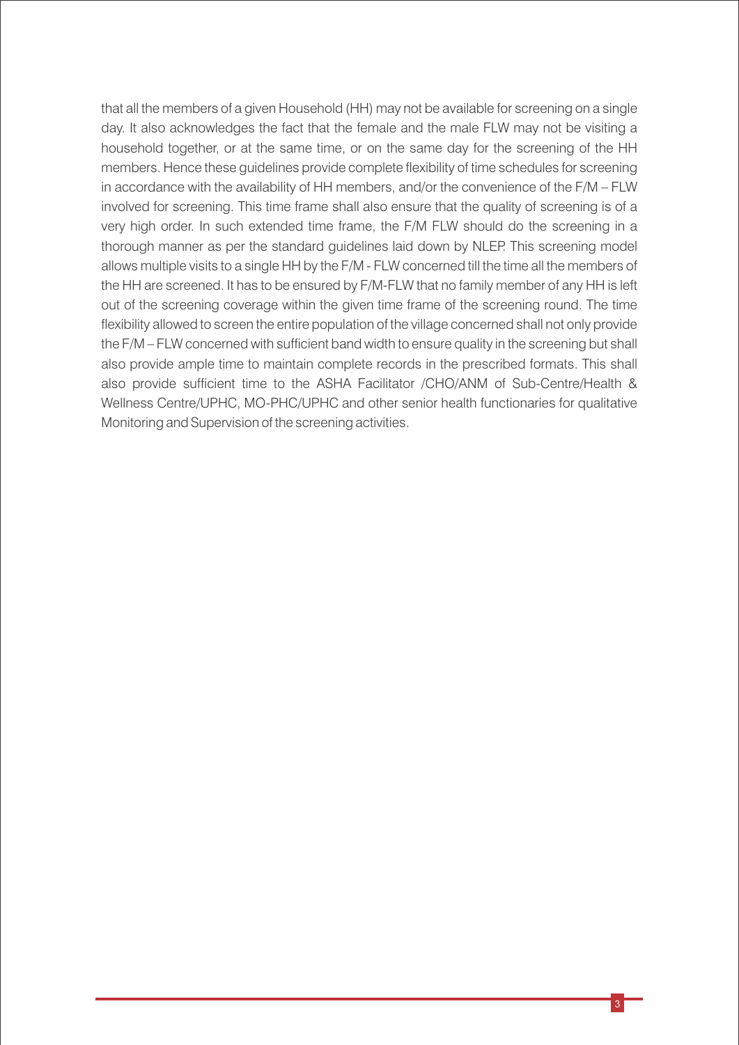that all the members of a given Household (HH) may not be available for screening on a single day. It also acknowledges the fact that the female and the male FLW may not be visiting a household together, or at the same time, or on the same day for the screening of the HH members. Hence these guidelines provide complete flexibility of time schedules for screening in accordance with the availability of HH members, and/or the convenience of the F/M – FLW involved for screening. This time frame shall also ensure that the quality of screening is of a very high order. In such extended time frame, the F/M FLW should do the screening in a thorough manner as per the standard guidelines laid down by NLEP. This screening model allows multiple visits to a single HH by the F/M - FLW concerned till the time all the members of the HH are screened. It has to be ensured by F/M-FLW that no family member of any HH is left out of the screening coverage within the given time frame of the screening round. The time flexibility allowed to screen the entire population of the village concerned shall not only provide the F/M – FLW concerned with sufficient band width to ensure quality in the screening but shall also provide ample time to maintain complete records in the prescribed formats. This shall also provide sufficient time to the ASHA Facilitator /CHO/ANM of Sub-Centre/Health & Wellness Centre/UPHC, MO-PHC/UPHC and other senior health functionaries for qualitative Monitoring and Supervision of the screening activities.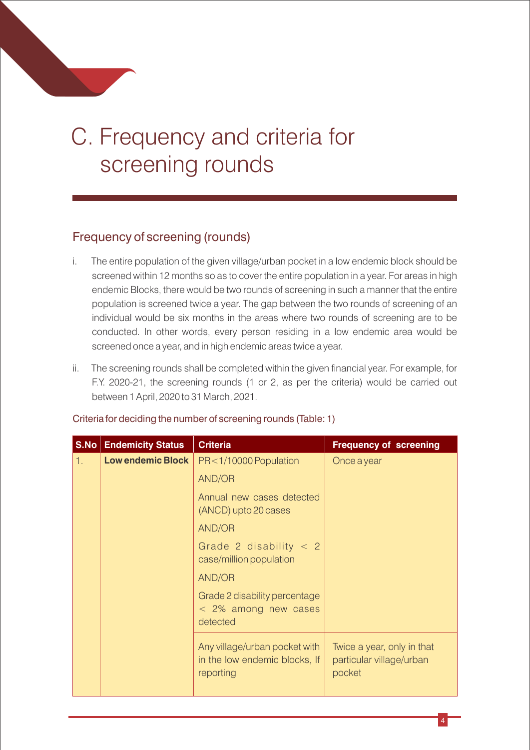# C. Frequency and criteria for screening rounds

## Frequency of screening (rounds)

i. The entire population of the given village/urban pocket in a low endemic block should be screened within 12 months so as to cover the entire population in a year. For areas in high endemic Blocks, there would be two rounds of screening in such a manner that the entire population is screened twice a year. The gap between the two rounds of screening of an individual would be six months in the areas where two rounds of screening are to be conducted. In other words, every person residing in a low endemic area would be screened once a year, and in high endemic areas twice a year.

ii. The screening rounds shall be completed within the given financial year. For example, for F.Y. 2020-21, the screening rounds (1 or 2, as per the criteria) would be carried out between 1 April, 2020 to 31 March, 2021.

Criteria for deciding the number of screening rounds (Table: 1)

| S.No | Endemicity Status | Criteria | Frequency of screening |
|---|---|---|---|
| 1. | **Low endemic Block** | PR<1/10000 Population<br>AND/OR<br>Annual new cases detected (ANCD) upto 20 cases<br>AND/OR<br>Grade 2 disability < 2 case/million population<br>AND/OR<br>Grade 2 disability percentage < 2% among new cases detected | Once a year |
| | | Any village/urban pocket with in the low endemic blocks, If reporting | Twice a year, only in that particular village/urban pocket |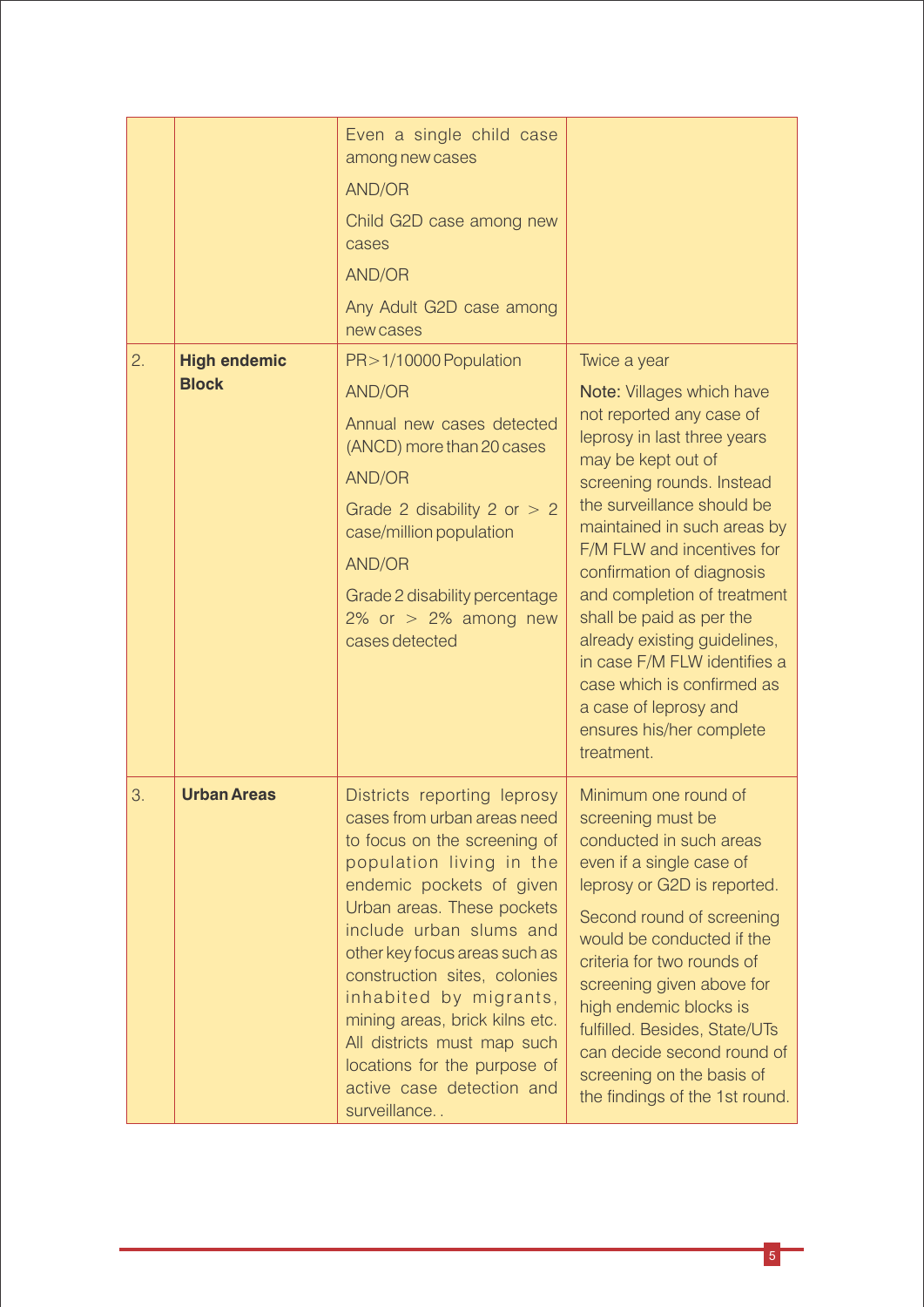| | | | |
|---|---|---|---|
| | | Even a single child case among new cases<br><br>AND/OR<br><br>Child G2D case among new cases<br><br>AND/OR<br><br>Any Adult G2D case among new cases | |
| 2. | **High endemic Block** | PR>1/10000 Population<br><br>AND/OR<br><br>Annual new cases detected (ANCD) more than 20 cases<br><br>AND/OR<br><br>Grade 2 disability 2 or > 2 case/million population<br><br>AND/OR<br><br>Grade 2 disability percentage 2% or > 2% among new cases detected | Twice a year<br><br>**Note:** Villages which have not reported any case of leprosy in last three years may be kept out of screening rounds. Instead the surveillance should be maintained in such areas by F/M FLW and incentives for confirmation of diagnosis and completion of treatment shall be paid as per the already existing guidelines, in case F/M FLW identifies a case which is confirmed as a case of leprosy and ensures his/her complete treatment. |
| 3. | **Urban Areas** | Districts reporting leprosy cases from urban areas need to focus on the screening of population living in the endemic pockets of given Urban areas. These pockets include urban slums and other key focus areas such as construction sites, colonies inhabited by migrants, mining areas, brick kilns etc. All districts must map such locations for the purpose of active case detection and surveillance.. | Minimum one round of screening must be conducted in such areas even if a single case of leprosy or G2D is reported.<br><br>Second round of screening would be conducted if the criteria for two rounds of screening given above for high endemic blocks is fulfilled. Besides, State/UTs can decide second round of screening on the basis of the findings of the 1st round. |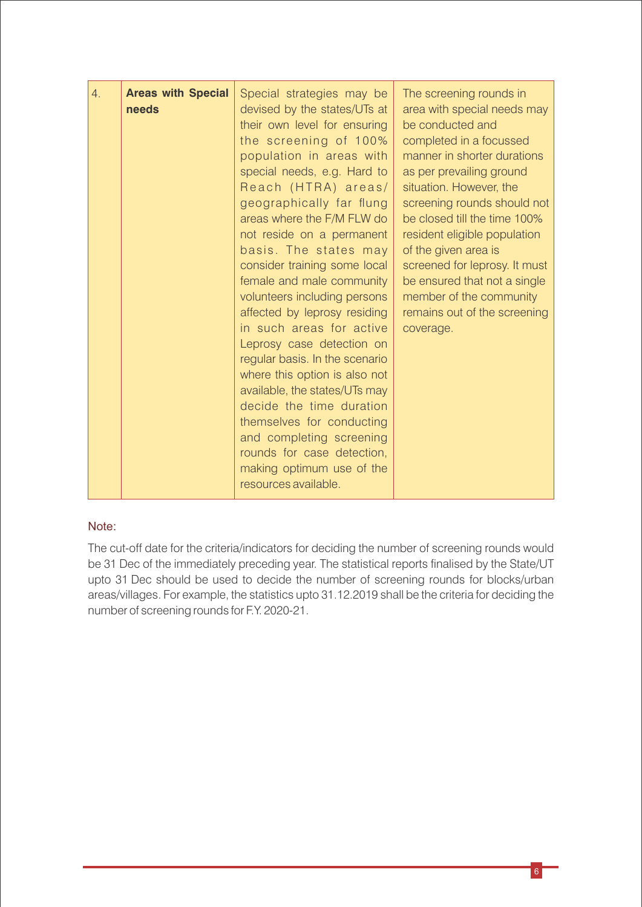| 4. | **Areas with Special needs** | Special strategies may be devised by the states/UTs at their own level for ensuring the screening of 100% population in areas with special needs, e.g. Hard to Reach (HTRA) areas/ geographically far flung areas where the F/M FLW do not reside on a permanent basis. The states may consider training some local female and male community volunteers including persons affected by leprosy residing in such areas for active Leprosy case detection on regular basis. In the scenario where this option is also not available, the states/UTs may decide the time duration themselves for conducting and completing screening rounds for case detection, making optimum use of the resources available. | The screening rounds in area with special needs may be conducted and completed in a focussed manner in shorter durations as per prevailing ground situation. However, the screening rounds should not be closed till the time 100% resident eligible population of the given area is screened for leprosy. It must be ensured that not a single member of the community remains out of the screening coverage. |
|---|---|---|---|

Note:

The cut-off date for the criteria/indicators for deciding the number of screening rounds would be 31 Dec of the immediately preceding year. The statistical reports finalised by the State/UT upto 31 Dec should be used to decide the number of screening rounds for blocks/urban areas/villages. For example, the statistics upto 31.12.2019 shall be the criteria for deciding the number of screening rounds for F.Y. 2020-21.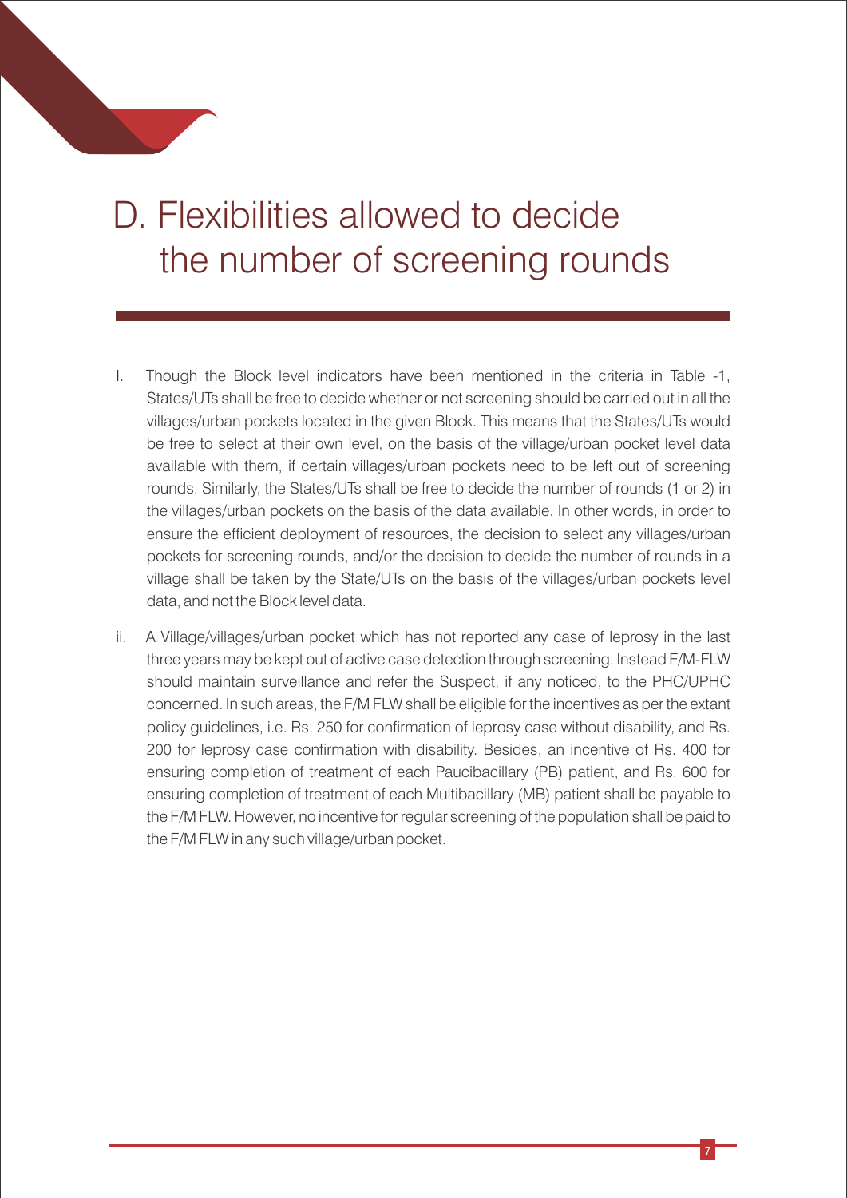# D. Flexibilities allowed to decide the number of screening rounds

I. Though the Block level indicators have been mentioned in the criteria in Table -1, States/UTs shall be free to decide whether or not screening should be carried out in all the villages/urban pockets located in the given Block. This means that the States/UTs would be free to select at their own level, on the basis of the village/urban pocket level data available with them, if certain villages/urban pockets need to be left out of screening rounds. Similarly, the States/UTs shall be free to decide the number of rounds (1 or 2) in the villages/urban pockets on the basis of the data available. In other words, in order to ensure the efficient deployment of resources, the decision to select any villages/urban pockets for screening rounds, and/or the decision to decide the number of rounds in a village shall be taken by the State/UTs on the basis of the villages/urban pockets level data, and not the Block level data.

ii. A Village/villages/urban pocket which has not reported any case of leprosy in the last three years may be kept out of active case detection through screening. Instead F/M-FLW should maintain surveillance and refer the Suspect, if any noticed, to the PHC/UPHC concerned. In such areas, the F/M FLW shall be eligible for the incentives as per the extant policy guidelines, i.e. Rs. 250 for confirmation of leprosy case without disability, and Rs. 200 for leprosy case confirmation with disability. Besides, an incentive of Rs. 400 for ensuring completion of treatment of each Paucibacillary (PB) patient, and Rs. 600 for ensuring completion of treatment of each Multibacillary (MB) patient shall be payable to the F/M FLW. However, no incentive for regular screening of the population shall be paid to the F/M FLW in any such village/urban pocket.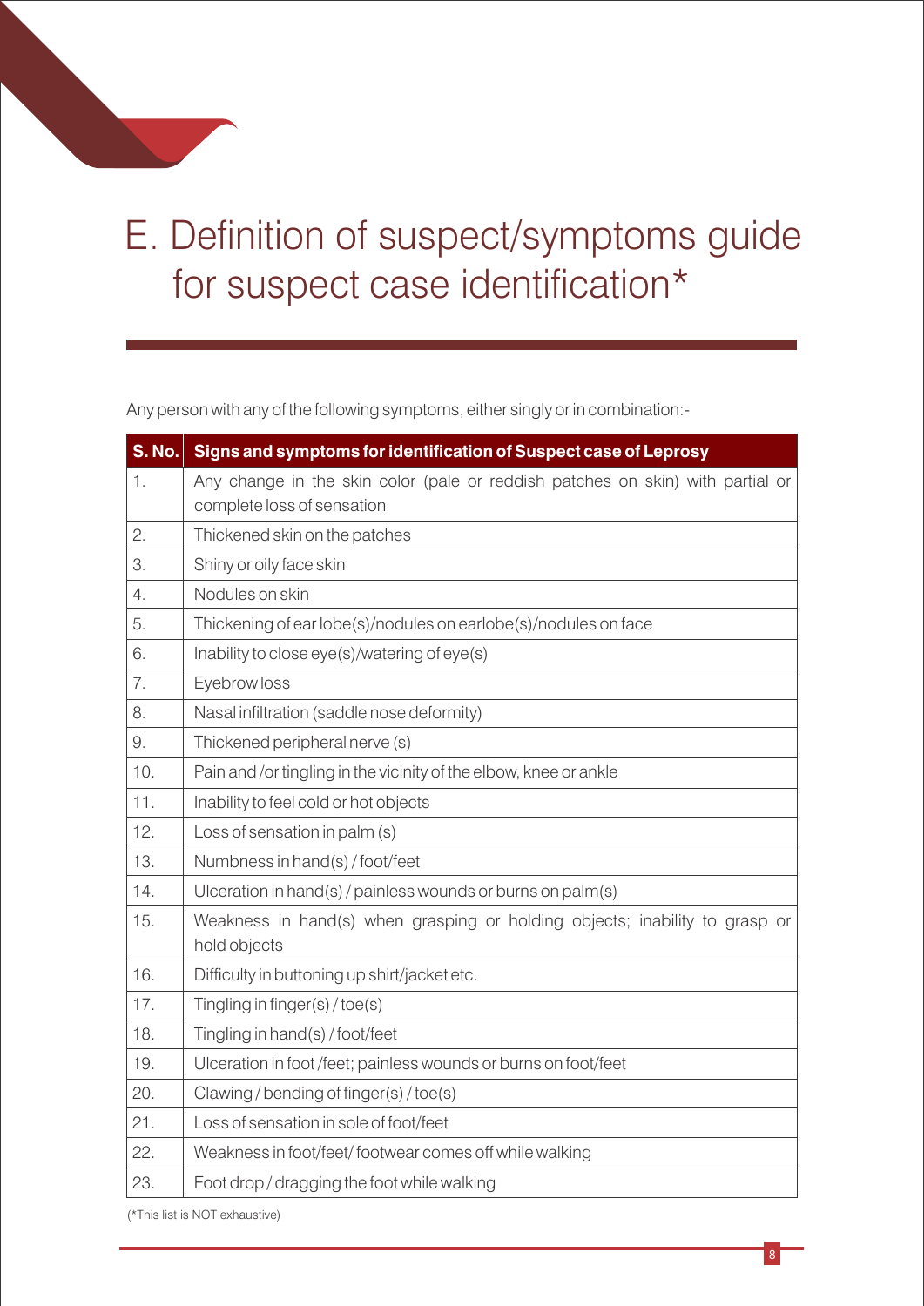# E. Definition of suspect/symptoms guide for suspect case identification*

Any person with any of the following symptoms, either singly or in combination:-

| S. No. | Signs and symptoms for identification of Suspect case of Leprosy |
|---|---|
| 1. | Any change in the skin color (pale or reddish patches on skin) with partial or complete loss of sensation |
| 2. | Thickened skin on the patches |
| 3. | Shiny or oily face skin |
| 4. | Nodules on skin |
| 5. | Thickening of ear lobe(s)/nodules on earlobe(s)/nodules on face |
| 6. | Inability to close eye(s)/watering of eye(s) |
| 7. | Eyebrow loss |
| 8. | Nasal infiltration (saddle nose deformity) |
| 9. | Thickened peripheral nerve (s) |
| 10. | Pain and /or tingling in the vicinity of the elbow, knee or ankle |
| 11. | Inability to feel cold or hot objects |
| 12. | Loss of sensation in palm (s) |
| 13. | Numbness in hand(s) / foot/feet |
| 14. | Ulceration in hand(s) / painless wounds or burns on palm(s) |
| 15. | Weakness in hand(s) when grasping or holding objects; inability to grasp or hold objects |
| 16. | Difficulty in buttoning up shirt/jacket etc. |
| 17. | Tingling in finger(s) / toe(s) |
| 18. | Tingling in hand(s) / foot/feet |
| 19. | Ulceration in foot /feet; painless wounds or burns on foot/feet |
| 20. | Clawing / bending of finger(s) / toe(s) |
| 21. | Loss of sensation in sole of foot/feet |
| 22. | Weakness in foot/feet/ footwear comes off while walking |
| 23. | Foot drop / dragging the foot while walking |

(*This list is NOT exhaustive)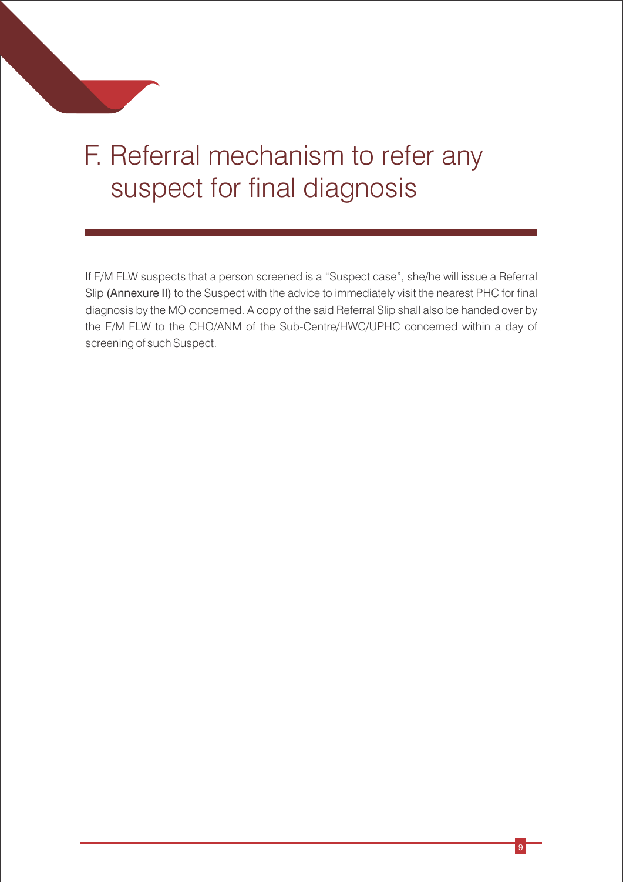# F. Referral mechanism to refer any suspect for final diagnosis

If F/M FLW suspects that a person screened is a "Suspect case", she/he will issue a Referral Slip (Annexure II) to the Suspect with the advice to immediately visit the nearest PHC for final diagnosis by the MO concerned. A copy of the said Referral Slip shall also be handed over by the F/M FLW to the CHO/ANM of the Sub-Centre/HWC/UPHC concerned within a day of screening of such Suspect.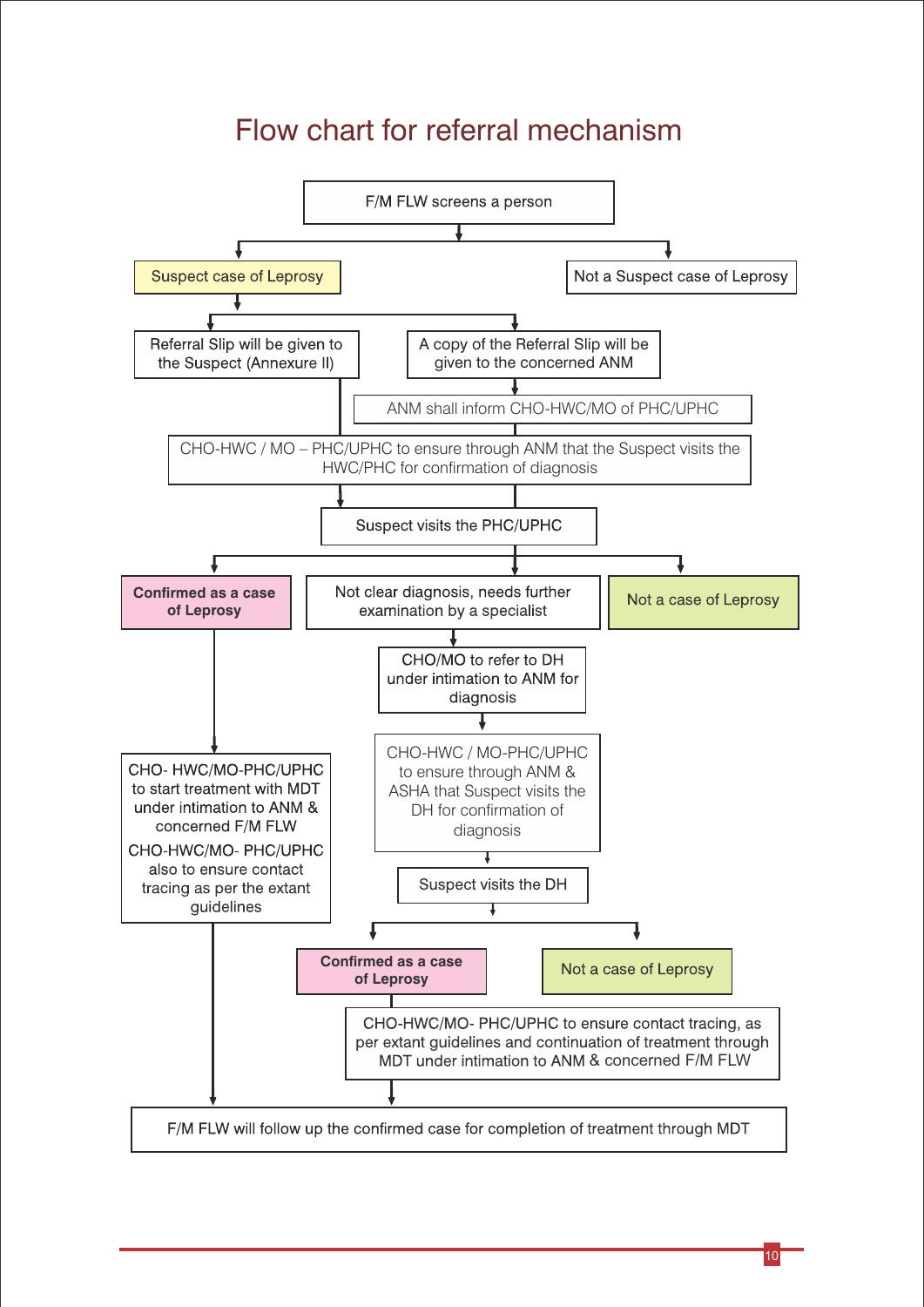# Flow chart for referral mechanism

F/M FLW screens a person

- **Suspect case of Leprosy**
  - Referral Slip will be given to the Suspect (Annexure II)
  - A copy of the Referral Slip will be given to the concerned ANM
    - ANM shall inform CHO-HWC/MO of PHC/UPHC
  - CHO-HWC / MO – PHC/UPHC to ensure through ANM that the Suspect visits the HWC/PHC for confirmation of diagnosis
  - Suspect visits the PHC/UPHC
    - **Confirmed as a case of Leprosy**
      - CHO- HWC/MO-PHC/UPHC to start treatment with MDT under intimation to ANM & concerned F/M FLW
      - CHO-HWC/MO- PHC/UPHC also to ensure contact tracing as per the extant guidelines
      - F/M FLW will follow up the confirmed case for completion of treatment through MDT
    - Not clear diagnosis, needs further examination by a specialist
      - CHO/MO to refer to DH under intimation to ANM for diagnosis
      - CHO-HWC / MO-PHC/UPHC to ensure through ANM & ASHA that Suspect visits the DH for confirmation of diagnosis
      - Suspect visits the DH
        - **Confirmed as a case of Leprosy**
          - CHO-HWC/MO- PHC/UPHC to ensure contact tracing, as per extant guidelines and continuation of treatment through MDT under intimation to ANM & concerned F/M FLW
          - F/M FLW will follow up the confirmed case for completion of treatment through MDT
        - Not a case of Leprosy
    - Not a case of Leprosy
- Not a Suspect case of Leprosy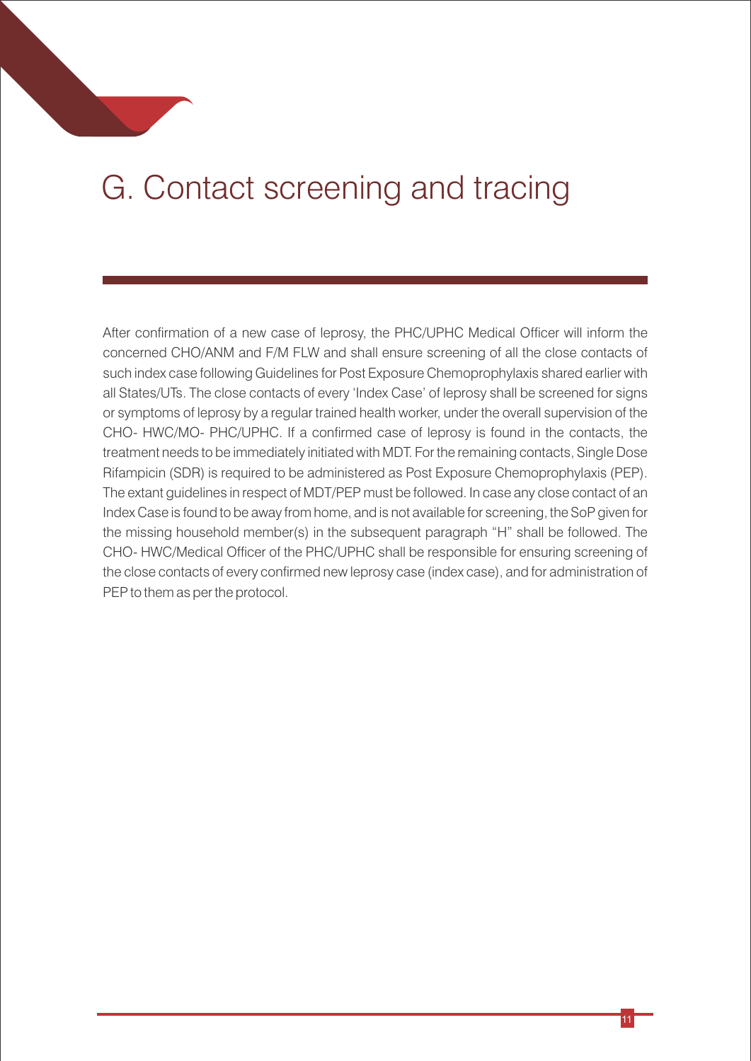# G. Contact screening and tracing

After confirmation of a new case of leprosy, the PHC/UPHC Medical Officer will inform the concerned CHO/ANM and F/M FLW and shall ensure screening of all the close contacts of such index case following Guidelines for Post Exposure Chemoprophylaxis shared earlier with all States/UTs. The close contacts of every 'Index Case' of leprosy shall be screened for signs or symptoms of leprosy by a regular trained health worker, under the overall supervision of the CHO- HWC/MO- PHC/UPHC. If a confirmed case of leprosy is found in the contacts, the treatment needs to be immediately initiated with MDT. For the remaining contacts, Single Dose Rifampicin (SDR) is required to be administered as Post Exposure Chemoprophylaxis (PEP). The extant guidelines in respect of MDT/PEP must be followed. In case any close contact of an Index Case is found to be away from home, and is not available for screening, the SoP given for the missing household member(s) in the subsequent paragraph "H" shall be followed. The CHO- HWC/Medical Officer of the PHC/UPHC shall be responsible for ensuring screening of the close contacts of every confirmed new leprosy case (index case), and for administration of PEP to them as per the protocol.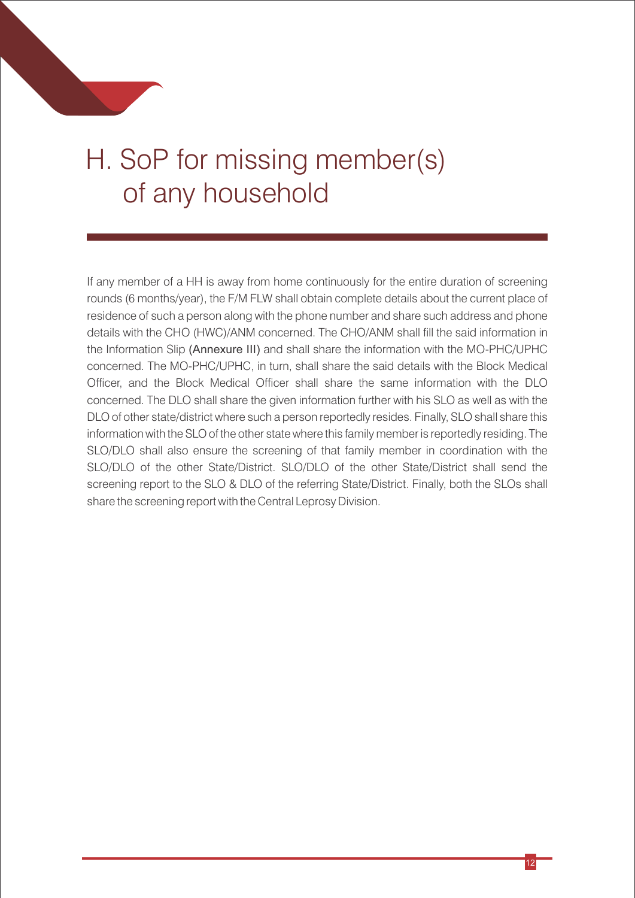# H. SoP for missing member(s) of any household

If any member of a HH is away from home continuously for the entire duration of screening rounds (6 months/year), the F/M FLW shall obtain complete details about the current place of residence of such a person along with the phone number and share such address and phone details with the CHO (HWC)/ANM concerned. The CHO/ANM shall fill the said information in the Information Slip (Annexure III) and shall share the information with the MO-PHC/UPHC concerned. The MO-PHC/UPHC, in turn, shall share the said details with the Block Medical Officer, and the Block Medical Officer shall share the same information with the DLO concerned. The DLO shall share the given information further with his SLO as well as with the DLO of other state/district where such a person reportedly resides. Finally, SLO shall share this information with the SLO of the other state where this family member is reportedly residing. The SLO/DLO shall also ensure the screening of that family member in coordination with the SLO/DLO of the other State/District. SLO/DLO of the other State/District shall send the screening report to the SLO & DLO of the referring State/District. Finally, both the SLOs shall share the screening report with the Central Leprosy Division.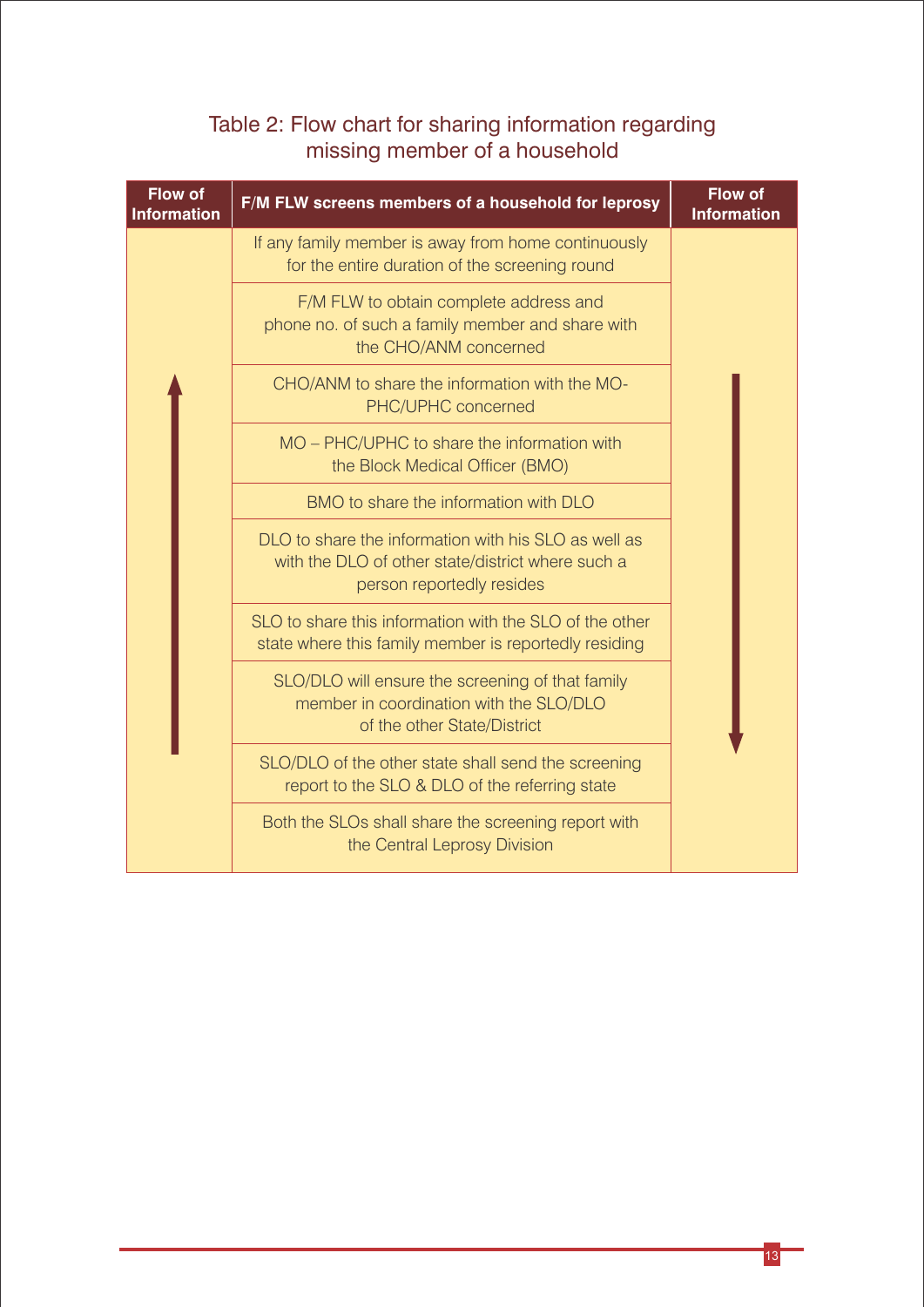## Table 2: Flow chart for sharing information regarding missing member of a household

| Flow of Information | F/M FLW screens members of a household for leprosy | Flow of Information |
|---|---|---|
| ↑ | If any family member is away from home continuously for the entire duration of the screening round | ↓ |
| | F/M FLW to obtain complete address and phone no. of such a family member and share with the CHO/ANM concerned | |
| | CHO/ANM to share the information with the MO-PHC/UPHC concerned | |
| | MO – PHC/UPHC to share the information with the Block Medical Officer (BMO) | |
| | BMO to share the information with DLO | |
| | DLO to share the information with his SLO as well as with the DLO of other state/district where such a person reportedly resides | |
| | SLO to share this information with the SLO of the other state where this family member is reportedly residing | |
| | SLO/DLO will ensure the screening of that family member in coordination with the SLO/DLO of the other State/District | |
| | SLO/DLO of the other state shall send the screening report to the SLO & DLO of the referring state | |
| | Both the SLOs shall share the screening report with the Central Leprosy Division | |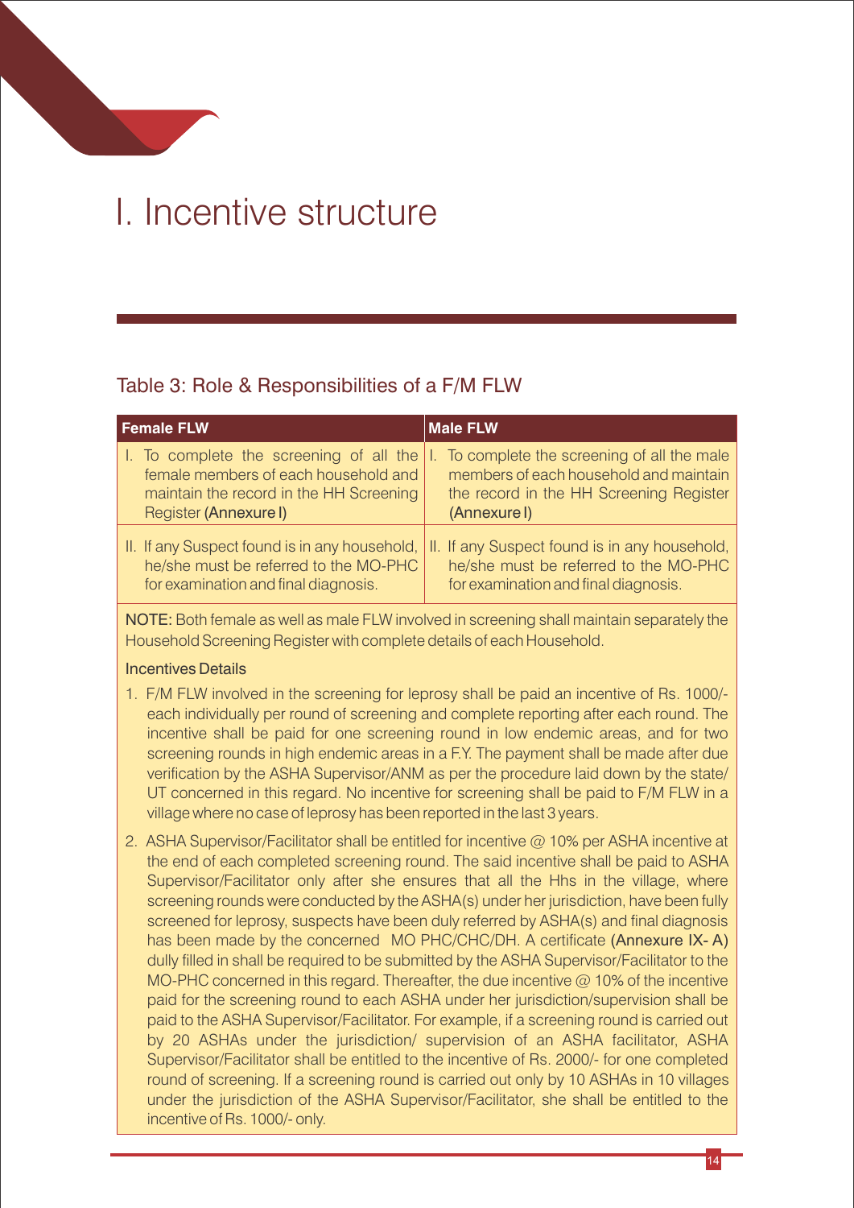# I. Incentive structure

## Table 3: Role & Responsibilities of a F/M FLW

| Female FLW | Male FLW |
|---|---|
| I. To complete the screening of all the female members of each household and maintain the record in the HH Screening Register **(Annexure I)** | I. To complete the screening of all the male members of each household and maintain the record in the HH Screening Register **(Annexure I)** |
| II. If any Suspect found is in any household, he/she must be referred to the MO-PHC for examination and final diagnosis. | II. If any Suspect found is in any household, he/she must be referred to the MO-PHC for examination and final diagnosis. |

**NOTE:** Both female as well as male FLW involved in screening shall maintain separately the Household Screening Register with complete details of each Household.

**Incentives Details**

1. F/M FLW involved in the screening for leprosy shall be paid an incentive of Rs. 1000/- each individually per round of screening and complete reporting after each round. The incentive shall be paid for one screening round in low endemic areas, and for two screening rounds in high endemic areas in a F.Y. The payment shall be made after due verification by the ASHA Supervisor/ANM as per the procedure laid down by the state/ UT concerned in this regard. No incentive for screening shall be paid to F/M FLW in a village where no case of leprosy has been reported in the last 3 years.

2. ASHA Supervisor/Facilitator shall be entitled for incentive @ 10% per ASHA incentive at the end of each completed screening round. The said incentive shall be paid to ASHA Supervisor/Facilitator only after she ensures that all the Hhs in the village, where screening rounds were conducted by the ASHA(s) under her jurisdiction, have been fully screened for leprosy, suspects have been duly referred by ASHA(s) and final diagnosis has been made by the concerned MO PHC/CHC/DH. A certificate **(Annexure IX- A)** dully filled in shall be required to be submitted by the ASHA Supervisor/Facilitator to the MO-PHC concerned in this regard. Thereafter, the due incentive @ 10% of the incentive paid for the screening round to each ASHA under her jurisdiction/supervision shall be paid to the ASHA Supervisor/Facilitator. For example, if a screening round is carried out by 20 ASHAs under the jurisdiction/ supervision of an ASHA facilitator, ASHA Supervisor/Facilitator shall be entitled to the incentive of Rs. 2000/- for one completed round of screening. If a screening round is carried out only by 10 ASHAs in 10 villages under the jurisdiction of the ASHA Supervisor/Facilitator, she shall be entitled to the incentive of Rs. 1000/- only.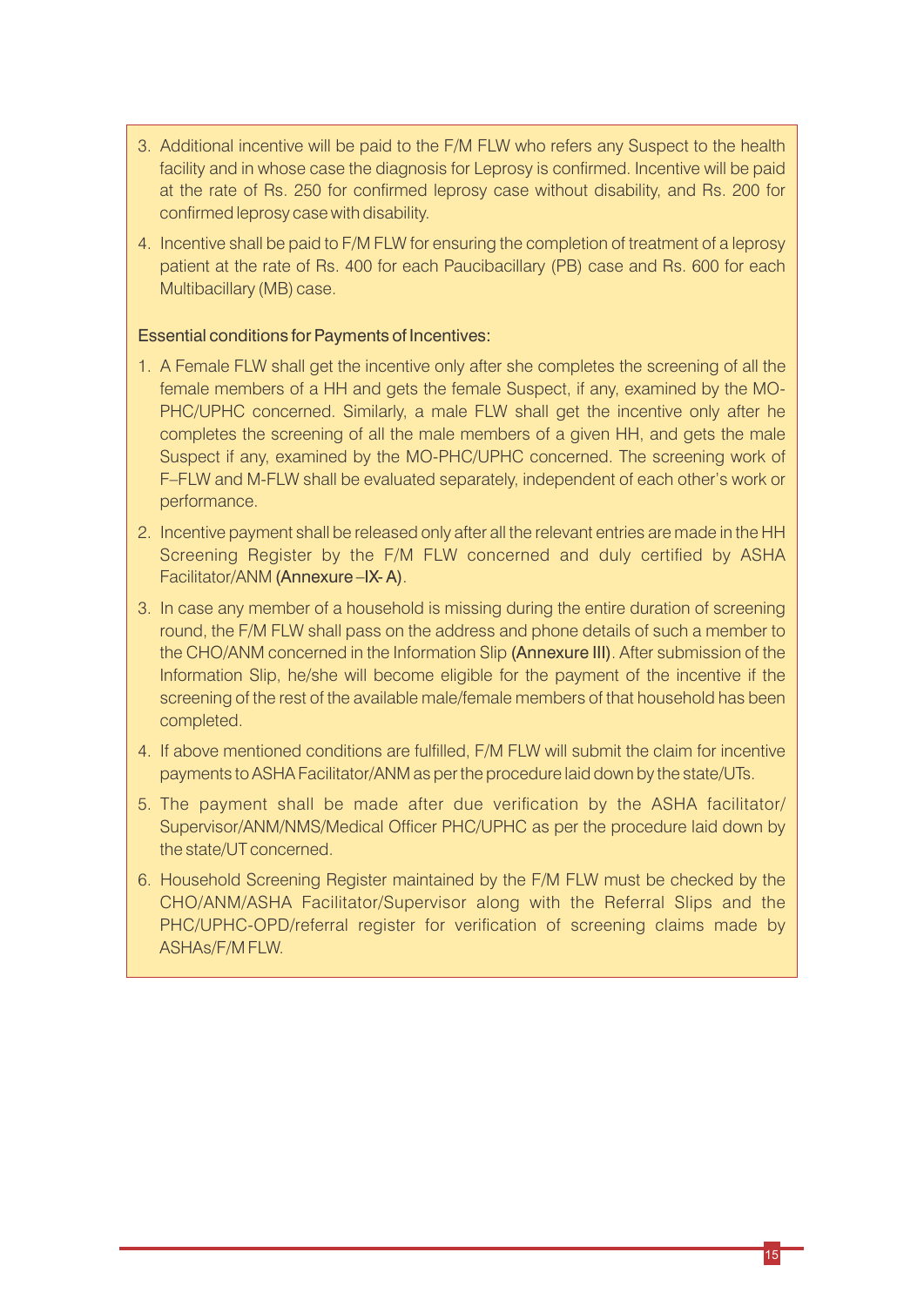3. Additional incentive will be paid to the F/M FLW who refers any Suspect to the health facility and in whose case the diagnosis for Leprosy is confirmed. Incentive will be paid at the rate of Rs. 250 for confirmed leprosy case without disability, and Rs. 200 for confirmed leprosy case with disability.
4. Incentive shall be paid to F/M FLW for ensuring the completion of treatment of a leprosy patient at the rate of Rs. 400 for each Paucibacillary (PB) case and Rs. 600 for each Multibacillary (MB) case.

Essential conditions for Payments of Incentives:

1. A Female FLW shall get the incentive only after she completes the screening of all the female members of a HH and gets the female Suspect, if any, examined by the MO-PHC/UPHC concerned. Similarly, a male FLW shall get the incentive only after he completes the screening of all the male members of a given HH, and gets the male Suspect if any, examined by the MO-PHC/UPHC concerned. The screening work of F–FLW and M-FLW shall be evaluated separately, independent of each other's work or performance.
2. Incentive payment shall be released only after all the relevant entries are made in the HH Screening Register by the F/M FLW concerned and duly certified by ASHA Facilitator/ANM (Annexure –IX- A).
3. In case any member of a household is missing during the entire duration of screening round, the F/M FLW shall pass on the address and phone details of such a member to the CHO/ANM concerned in the Information Slip (Annexure III). After submission of the Information Slip, he/she will become eligible for the payment of the incentive if the screening of the rest of the available male/female members of that household has been completed.
4. If above mentioned conditions are fulfilled, F/M FLW will submit the claim for incentive payments to ASHA Facilitator/ANM as per the procedure laid down by the state/UTs.
5. The payment shall be made after due verification by the ASHA facilitator/ Supervisor/ANM/NMS/Medical Officer PHC/UPHC as per the procedure laid down by the state/UT concerned.
6. Household Screening Register maintained by the F/M FLW must be checked by the CHO/ANM/ASHA Facilitator/Supervisor along with the Referral Slips and the PHC/UPHC-OPD/referral register for verification of screening claims made by ASHAs/F/M FLW.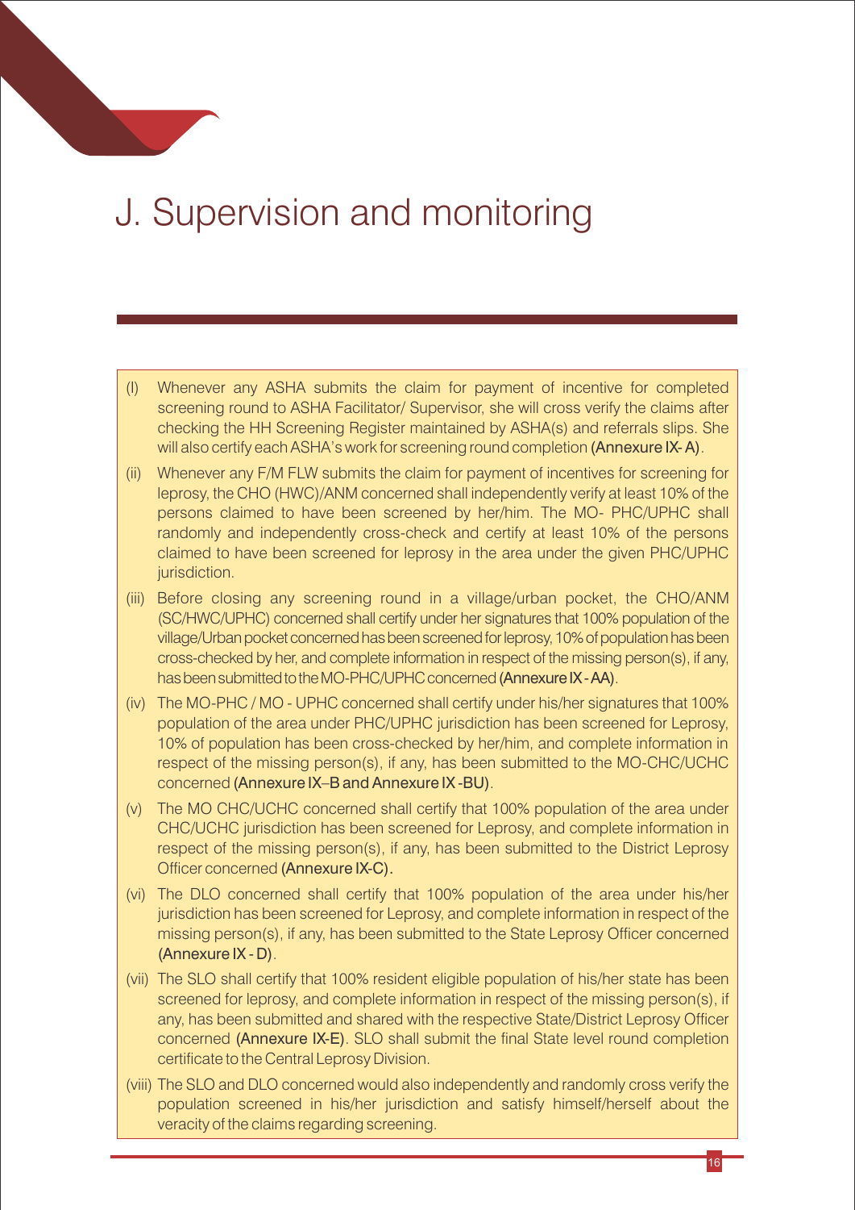# J. Supervision and monitoring

(I) Whenever any ASHA submits the claim for payment of incentive for completed screening round to ASHA Facilitator/ Supervisor, she will cross verify the claims after checking the HH Screening Register maintained by ASHA(s) and referrals slips. She will also certify each ASHA's work for screening round completion **(Annexure IX- A)**.

(ii) Whenever any F/M FLW submits the claim for payment of incentives for screening for leprosy, the CHO (HWC)/ANM concerned shall independently verify at least 10% of the persons claimed to have been screened by her/him. The MO- PHC/UPHC shall randomly and independently cross-check and certify at least 10% of the persons claimed to have been screened for leprosy in the area under the given PHC/UPHC jurisdiction.

(iii) Before closing any screening round in a village/urban pocket, the CHO/ANM (SC/HWC/UPHC) concerned shall certify under her signatures that 100% population of the village/Urban pocket concerned has been screened for leprosy, 10% of population has been cross-checked by her, and complete information in respect of the missing person(s), if any, has been submitted to the MO-PHC/UPHC concerned **(Annexure IX - AA)**.

(iv) The MO-PHC / MO - UPHC concerned shall certify under his/her signatures that 100% population of the area under PHC/UPHC jurisdiction has been screened for Leprosy, 10% of population has been cross-checked by her/him, and complete information in respect of the missing person(s), if any, has been submitted to the MO-CHC/UCHC concerned **(Annexure IX–B and Annexure IX -BU)**.

(v) The MO CHC/UCHC concerned shall certify that 100% population of the area under CHC/UCHC jurisdiction has been screened for Leprosy, and complete information in respect of the missing person(s), if any, has been submitted to the District Leprosy Officer concerned **(Annexure IX-C).**

(vi) The DLO concerned shall certify that 100% population of the area under his/her jurisdiction has been screened for Leprosy, and complete information in respect of the missing person(s), if any, has been submitted to the State Leprosy Officer concerned **(Annexure IX - D)**.

(vii) The SLO shall certify that 100% resident eligible population of his/her state has been screened for leprosy, and complete information in respect of the missing person(s), if any, has been submitted and shared with the respective State/District Leprosy Officer concerned **(Annexure IX-E)**. SLO shall submit the final State level round completion certificate to the Central Leprosy Division.

(viii) The SLO and DLO concerned would also independently and randomly cross verify the population screened in his/her jurisdiction and satisfy himself/herself about the veracity of the claims regarding screening.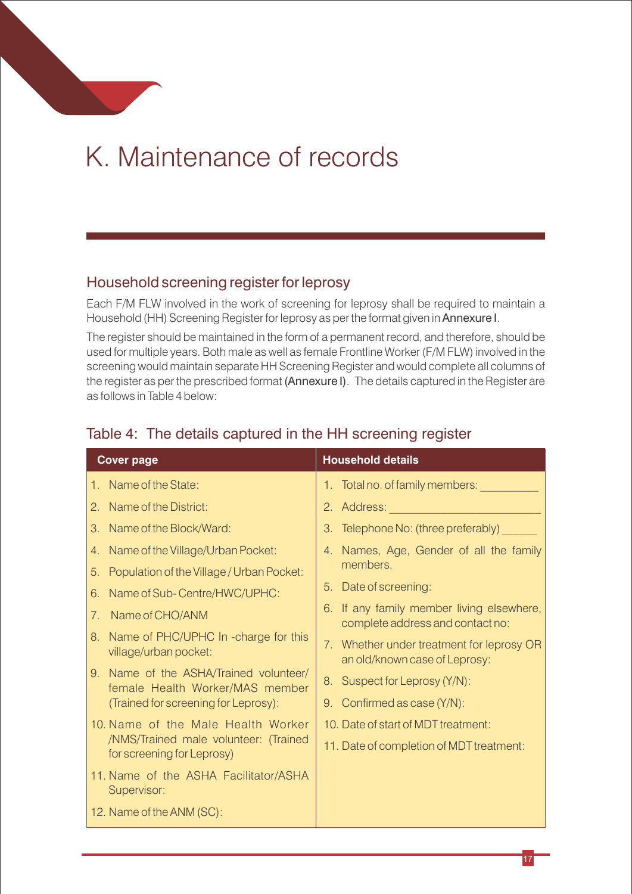# K. Maintenance of records

## Household screening register for leprosy

Each F/M FLW involved in the work of screening for leprosy shall be required to maintain a Household (HH) Screening Register for leprosy as per the format given in **Annexure I**.

The register should be maintained in the form of a permanent record, and therefore, should be used for multiple years. Both male as well as female Frontline Worker (F/M FLW) involved in the screening would maintain separate HH Screening Register and would complete all columns of the register as per the prescribed format **(Annexure I)**. The details captured in the Register are as follows in Table 4 below:

### Table 4: The details captured in the HH screening register

| Cover page | Household details |
|---|---|
| 1. Name of the State: | 1. Total no. of family members: _________ |
| 2. Name of the District: | 2. Address: ________________________ |
| 3. Name of the Block/Ward: | 3. Telephone No: (three preferably) ______ |
| 4. Name of the Village/Urban Pocket: | 4. Names, Age, Gender of all the family members. |
| 5. Population of the Village / Urban Pocket: | 5. Date of screening: |
| 6. Name of Sub- Centre/HWC/UPHC: | 6. If any family member living elsewhere, complete address and contact no: |
| 7. Name of CHO/ANM | 7. Whether under treatment for leprosy OR an old/known case of Leprosy: |
| 8. Name of PHC/UPHC In -charge for this village/urban pocket: | 8. Suspect for Leprosy (Y/N): |
| 9. Name of the ASHA/Trained volunteer/ female Health Worker/MAS member (Trained for screening for Leprosy): | 9. Confirmed as case (Y/N): |
| 10. Name of the Male Health Worker /NMS/Trained male volunteer: (Trained for screening for Leprosy) | 10. Date of start of MDT treatment: |
| 11. Name of the ASHA Facilitator/ASHA Supervisor: | 11. Date of completion of MDT treatment: |
| 12. Name of the ANM (SC): | |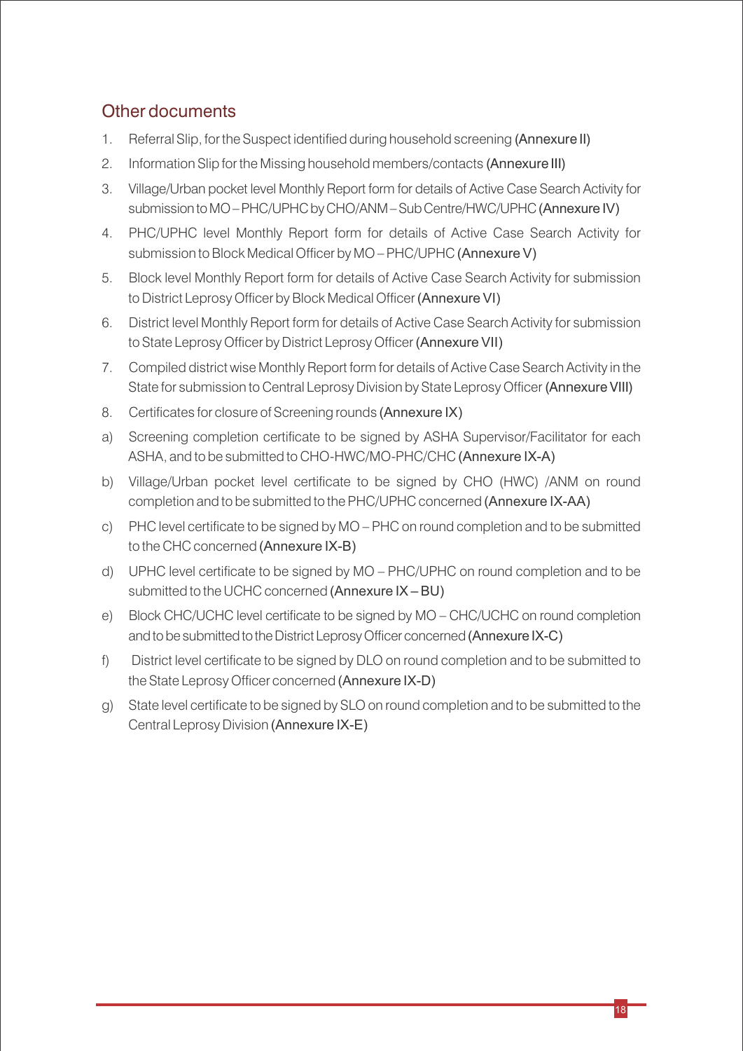## Other documents

1. Referral Slip, for the Suspect identified during household screening (Annexure II)
2. Information Slip for the Missing household members/contacts (Annexure III)
3. Village/Urban pocket level Monthly Report form for details of Active Case Search Activity for submission to MO – PHC/UPHC by CHO/ANM – Sub Centre/HWC/UPHC (Annexure IV)
4. PHC/UPHC level Monthly Report form for details of Active Case Search Activity for submission to Block Medical Officer by MO – PHC/UPHC (Annexure V)
5. Block level Monthly Report form for details of Active Case Search Activity for submission to District Leprosy Officer by Block Medical Officer (Annexure VI)
6. District level Monthly Report form for details of Active Case Search Activity for submission to State Leprosy Officer by District Leprosy Officer (Annexure VII)
7. Compiled district wise Monthly Report form for details of Active Case Search Activity in the State for submission to Central Leprosy Division by State Leprosy Officer (Annexure VIII)
8. Certificates for closure of Screening rounds (Annexure IX)

a) Screening completion certificate to be signed by ASHA Supervisor/Facilitator for each ASHA, and to be submitted to CHO-HWC/MO-PHC/CHC (Annexure IX-A)

b) Village/Urban pocket level certificate to be signed by CHO (HWC) /ANM on round completion and to be submitted to the PHC/UPHC concerned (Annexure IX-AA)

c) PHC level certificate to be signed by MO – PHC on round completion and to be submitted to the CHC concerned (Annexure IX-B)

d) UPHC level certificate to be signed by MO – PHC/UPHC on round completion and to be submitted to the UCHC concerned (Annexure IX – BU)

e) Block CHC/UCHC level certificate to be signed by MO – CHC/UCHC on round completion and to be submitted to the District Leprosy Officer concerned (Annexure IX-C)

f) District level certificate to be signed by DLO on round completion and to be submitted to the State Leprosy Officer concerned (Annexure IX-D)

g) State level certificate to be signed by SLO on round completion and to be submitted to the Central Leprosy Division (Annexure IX-E)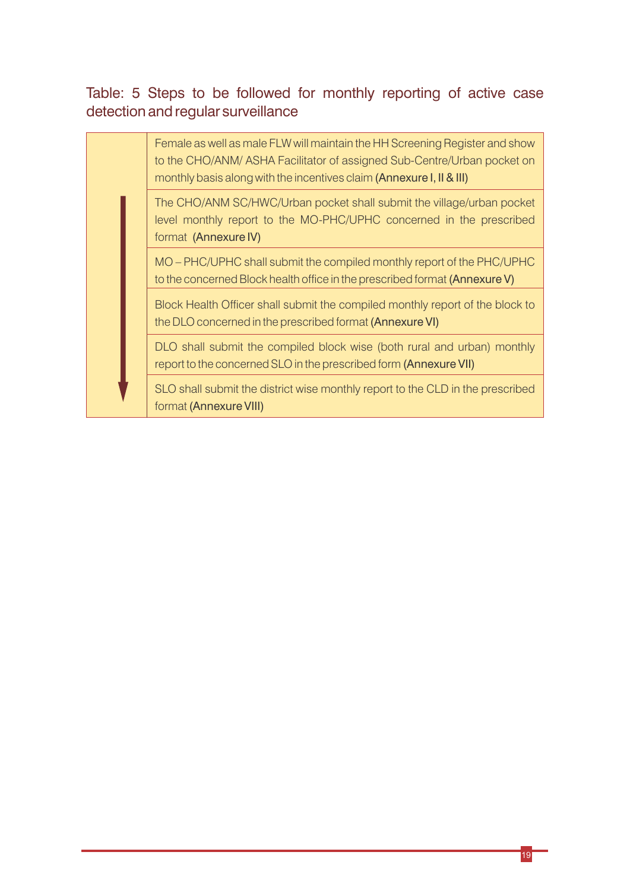## Table: 5 Steps to be followed for monthly reporting of active case detection and regular surveillance

| | |
|---|---|
| ↓ | Female as well as male FLW will maintain the HH Screening Register and show to the CHO/ANM/ ASHA Facilitator of assigned Sub-Centre/Urban pocket on monthly basis along with the incentives claim **(Annexure I, II & III)** |
| | The CHO/ANM SC/HWC/Urban pocket shall submit the village/urban pocket level monthly report to the MO-PHC/UPHC concerned in the prescribed format **(Annexure IV)** |
| | MO – PHC/UPHC shall submit the compiled monthly report of the PHC/UPHC to the concerned Block health office in the prescribed format **(Annexure V)** |
| | Block Health Officer shall submit the compiled monthly report of the block to the DLO concerned in the prescribed format **(Annexure VI)** |
| | DLO shall submit the compiled block wise (both rural and urban) monthly report to the concerned SLO in the prescribed form **(Annexure VII)** |
| | SLO shall submit the district wise monthly report to the CLD in the prescribed format **(Annexure VIII)** |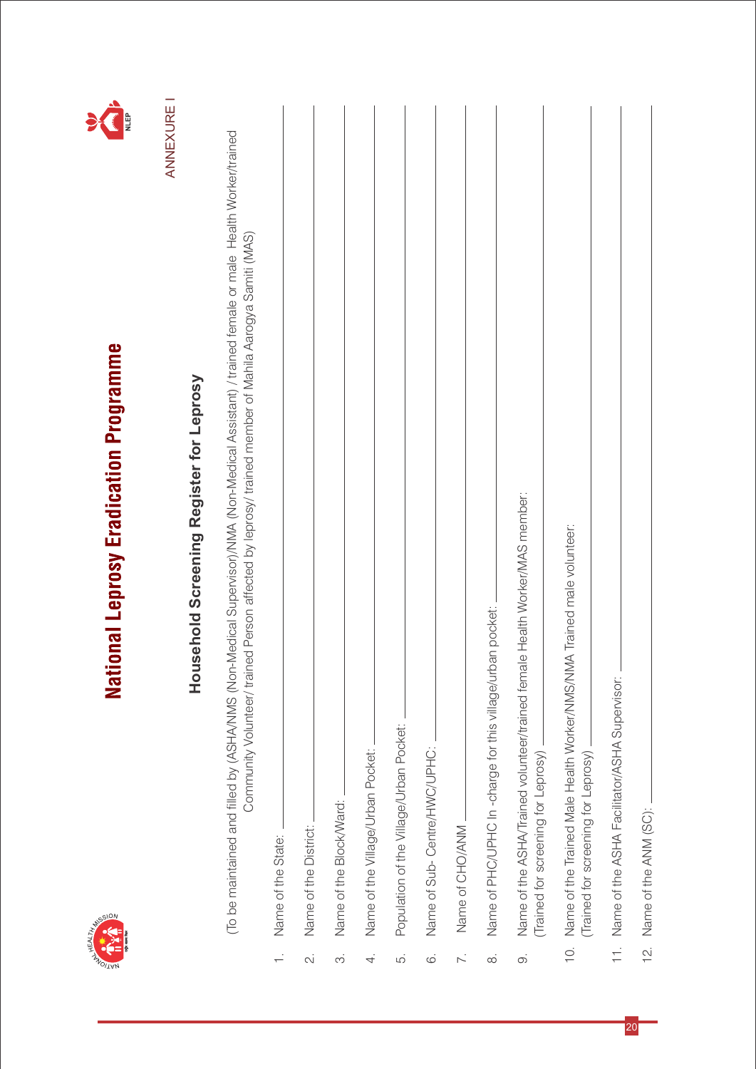# National Leprosy Eradication Programme

ANNEXURE I

## Household Screening Register for Leprosy

(To be maintained and filled by (ASHA/NMS (Non-Medical Supervisor)/NMA (Non-Medical Assistant) / trained female or male Health Worker/trained Community Volunteer/ trained Person affected by leprosy/ trained member of Mahila Aarogya Samiti (MAS)

1. Name of the State: ____________________
2. Name of the District: ____________________
3. Name of the Block/Ward: ____________________
4. Name of the Village/Urban Pocket: ____________________
5. Population of the Village/Urban Pocket: ____________________
6. Name of Sub- Centre/HWC/UPHC: ____________________
7. Name of CHO/ANM ____________________
8. Name of PHC/UPHC In -charge for this village/urban pocket: ____________________
9. Name of the ASHA/Trained volunteer/trained female Health Worker/MAS member: (Trained for screening for Leprosy) ____________________
10. Name of the Trained Male Health Worker/NMS/NMA Trained male volunteer: (Trained for screening for Leprosy) ____________________
11. Name of the ASHA Facilitator/ASHA Supervisor: ____________________
12. Name of the ANM (SC): ____________________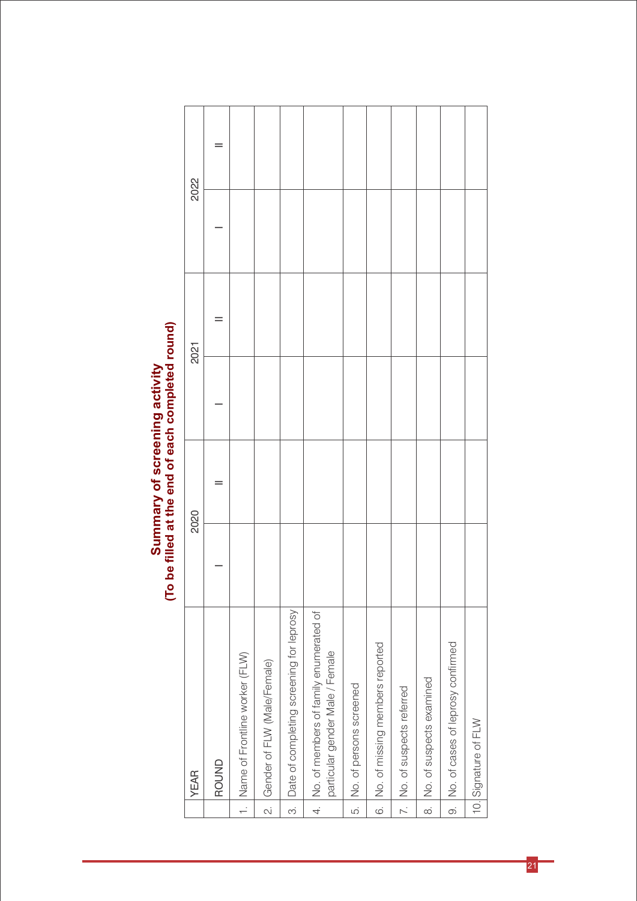## Summary of screening activity
**(To be filled at the end of each completed round)**

| YEAR | 2020 | | 2021 | | 2022 | |
|---|---|---|---|---|---|---|
| ROUND | I | II | I | II | I | II |
| 1. Name of Frontline worker (FLW) | | | | | | |
| 2. Gender of FLW (Male/Female) | | | | | | |
| 3. Date of completing screening for leprosy | | | | | | |
| 4. No. of members of family enumerated of particular gender Male / Female | | | | | | |
| 5. No. of persons screened | | | | | | |
| 6. No. of missing members reported | | | | | | |
| 7. No. of suspects referred | | | | | | |
| 8. No. of suspects examined | | | | | | |
| 9. No. of cases of leprosy confirmed | | | | | | |
| 10. Signature of FLW | | | | | | |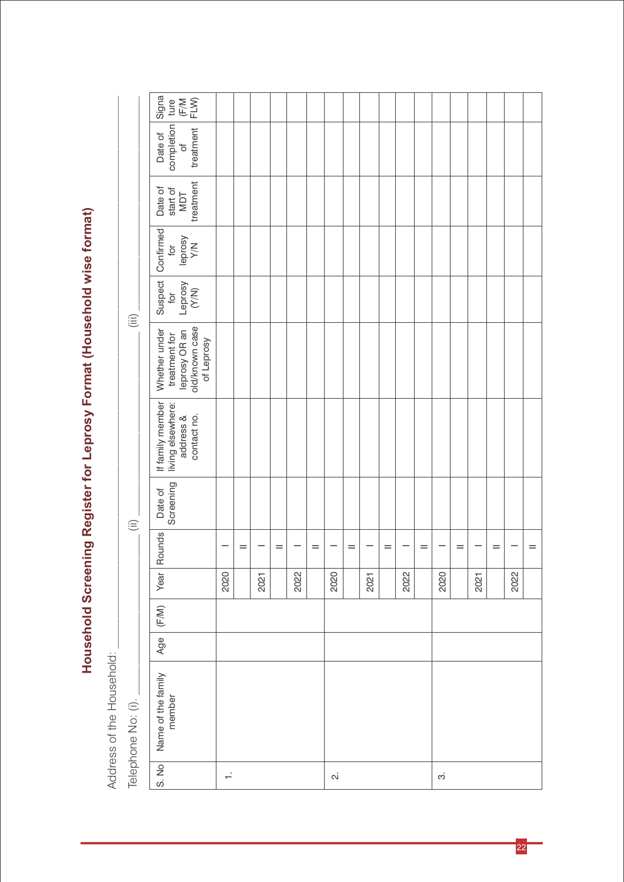# Household Screening Register for Leprosy Format (Household wise format)

Address of the Household: ___________________________________________

Telephone No: (i). ______________ (ii) ______________ (iii) ______________

| S. No | Name of the family member | Age | (F/M) | Year | Rounds | Date of Screening | If family member living elsewhere: address & contact no. | Whether under treatment for leprosy OR an old/known case of Leprosy | Suspect for Leprosy (Y/N) | Confirmed for leprosy Y/N | Date of start of MDT treatment | Date of completion of treatment | Signature (F/M FLW) |
|---|---|---|---|---|---|---|---|---|---|---|---|---|---|
| 1. | | | | 2020 | I | | | | | | | | |
| | | | | | II | | | | | | | | |
| | | | | 2021 | I | | | | | | | | |
| | | | | | II | | | | | | | | |
| | | | | 2022 | I | | | | | | | | |
| | | | | | II | | | | | | | | |
| 2. | | | | 2020 | I | | | | | | | | |
| | | | | | II | | | | | | | | |
| | | | | 2021 | I | | | | | | | | |
| | | | | | II | | | | | | | | |
| | | | | 2022 | I | | | | | | | | |
| | | | | | II | | | | | | | | |
| 3. | | | | 2020 | I | | | | | | | | |
| | | | | | II | | | | | | | | |
| | | | | 2021 | I | | | | | | | | |
| | | | | | II | | | | | | | | |
| | | | | 2022 | I | | | | | | | | |
| | | | | | II | | | | | | | | |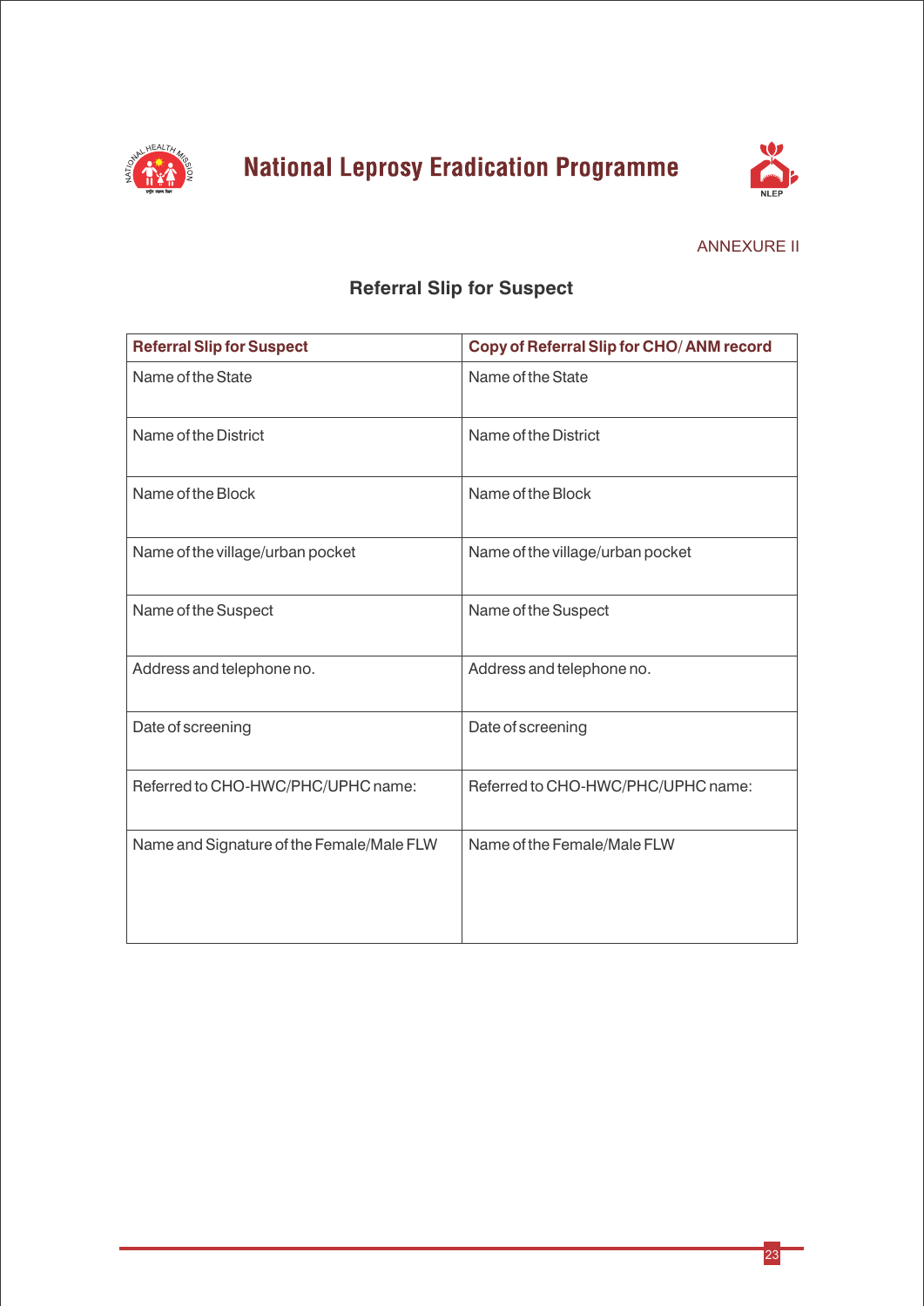ANNEXURE II

## Referral Slip for Suspect

| **Referral Slip for Suspect** | **Copy of Referral Slip for CHO/ ANM record** |
| --- | --- |
| Name of the State | Name of the State |
| Name of the District | Name of the District |
| Name of the Block | Name of the Block |
| Name of the village/urban pocket | Name of the village/urban pocket |
| Name of the Suspect | Name of the Suspect |
| Address and telephone no. | Address and telephone no. |
| Date of screening | Date of screening |
| Referred to CHO-HWC/PHC/UPHC name: | Referred to CHO-HWC/PHC/UPHC name: |
| Name and Signature of the Female/Male FLW | Name of the Female/Male FLW |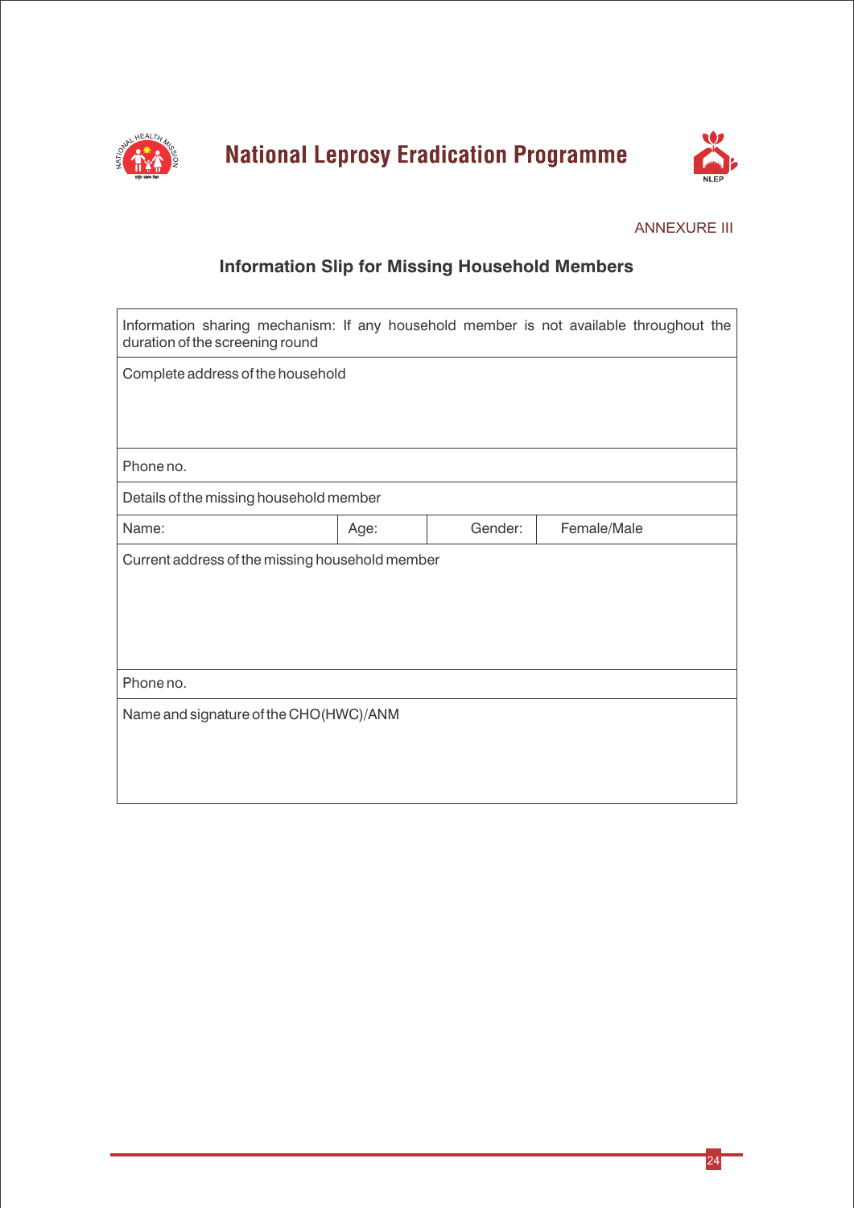# National Leprosy Eradication Programme

ANNEXURE III

## Information Slip for Missing Household Members

| Information sharing mechanism: If any household member is not available throughout the duration of the screening round | | | |
|---|---|---|---|
| Complete address of the household | | | |
| Phone no. | | | |
| Details of the missing household member | | | |
| Name: | Age: | Gender: | Female/Male |
| Current address of the missing household member | | | |
| Phone no. | | | |
| Name and signature of the CHO(HWC)/ANM | | | |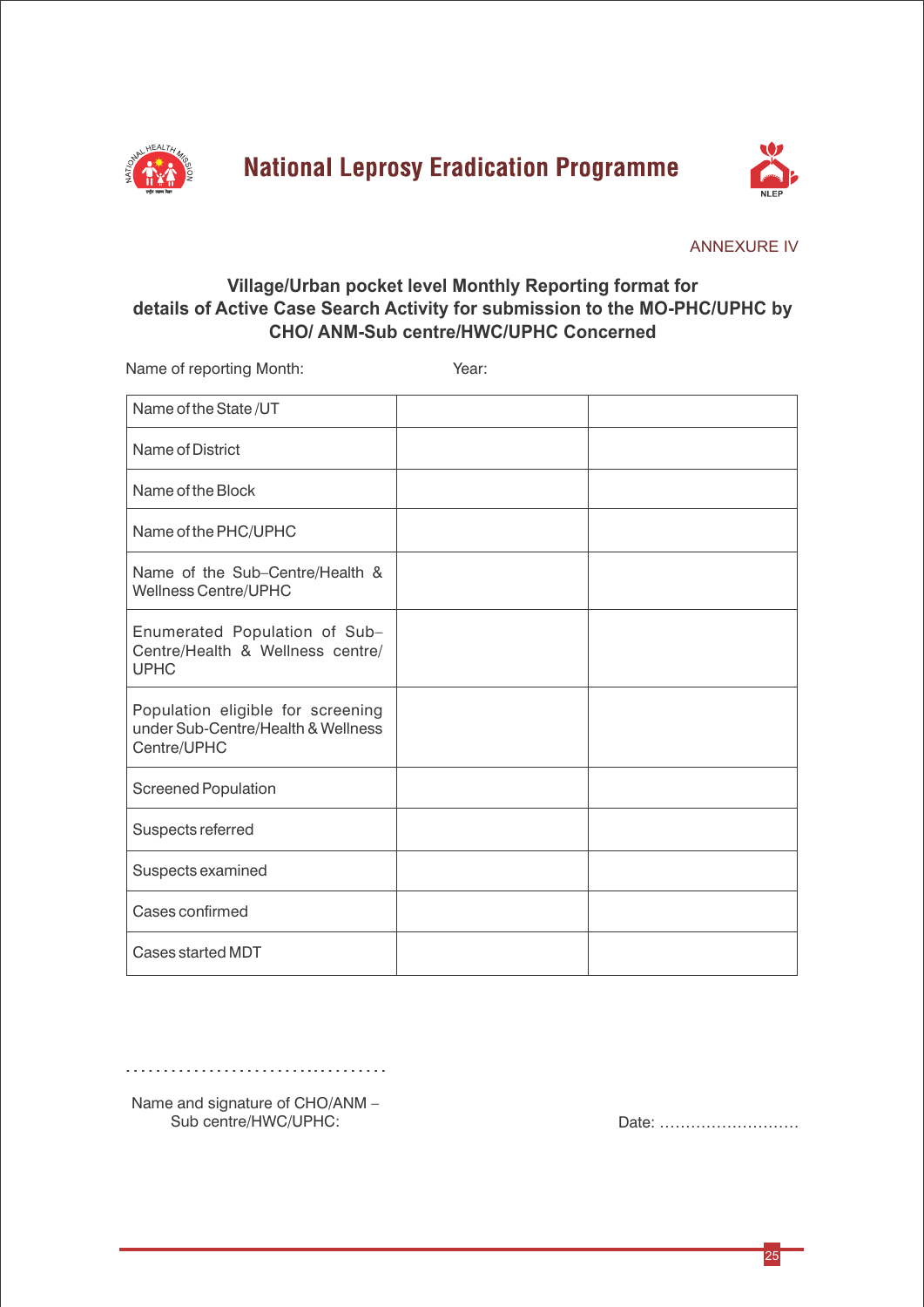ANNEXURE IV

### Village/Urban pocket level Monthly Reporting format for details of Active Case Search Activity for submission to the MO-PHC/UPHC by CHO/ ANM-Sub centre/HWC/UPHC Concerned

Name of reporting Month: Year:

| Name of the State /UT | | |
|---|---|---|
| Name of District | | |
| Name of the Block | | |
| Name of the PHC/UPHC | | |
| Name of the Sub–Centre/Health & Wellness Centre/UPHC | | |
| Enumerated Population of Sub–Centre/Health & Wellness centre/ UPHC | | |
| Population eligible for screening under Sub-Centre/Health & Wellness Centre/UPHC | | |
| Screened Population | | |
| Suspects referred | | |
| Suspects examined | | |
| Cases confirmed | | |
| Cases started MDT | | |

.................................

Name and signature of CHO/ANM – Sub centre/HWC/UPHC:

Date: ...........................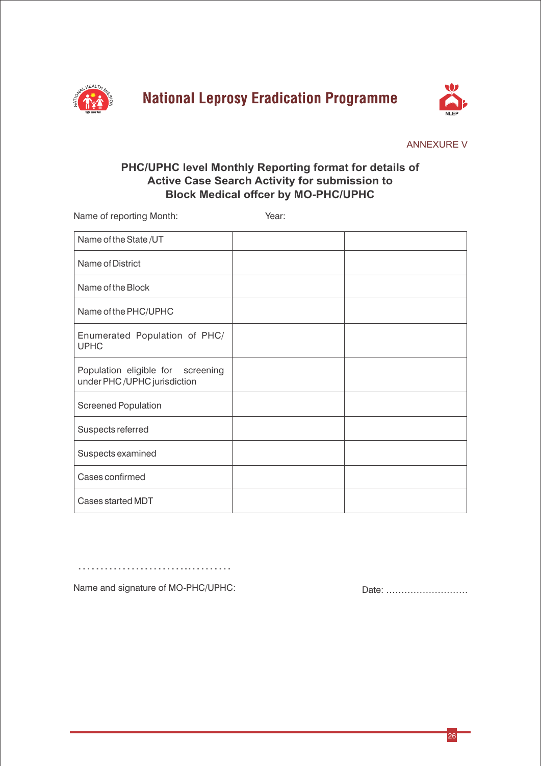# National Leprosy Eradication Programme

ANNEXURE V

## PHC/UPHC level Monthly Reporting format for details of Active Case Search Activity for submission to Block Medical offcer by MO-PHC/UPHC

Name of reporting Month: Year:

| | | |
|---|---|---|
| Name of the State /UT | | |
| Name of District | | |
| Name of the Block | | |
| Name of the PHC/UPHC | | |
| Enumerated Population of PHC/ UPHC | | |
| Population eligible for screening under PHC /UPHC jurisdiction | | |
| Screened Population | | |
| Suspects referred | | |
| Suspects examined | | |
| Cases confirmed | | |
| Cases started MDT | | |

……………………………….

Name and signature of MO-PHC/UPHC:

Date: ………………………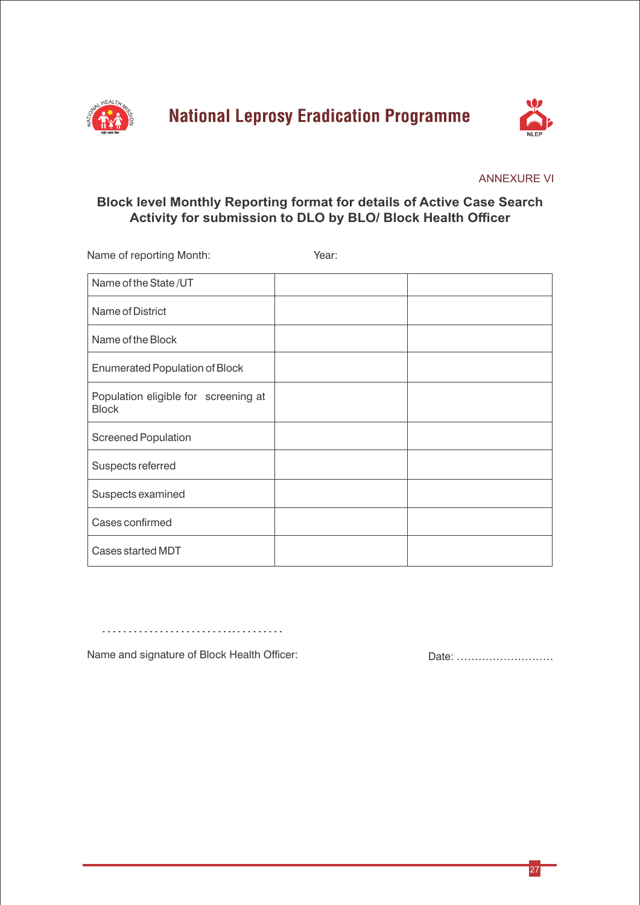National Leprosy Eradication Programme

ANNEXURE VI

## Block level Monthly Reporting format for details of Active Case Search Activity for submission to DLO by BLO/ Block Health Officer

Name of reporting Month: Year:

| | | |
|---|---|---|
| Name of the State /UT | | |
| Name of District | | |
| Name of the Block | | |
| Enumerated Population of Block | | |
| Population eligible for screening at Block | | |
| Screened Population | | |
| Suspects referred | | |
| Suspects examined | | |
| Cases confirmed | | |
| Cases started MDT | | |

..................................

Name and signature of Block Health Officer: Date: ...........................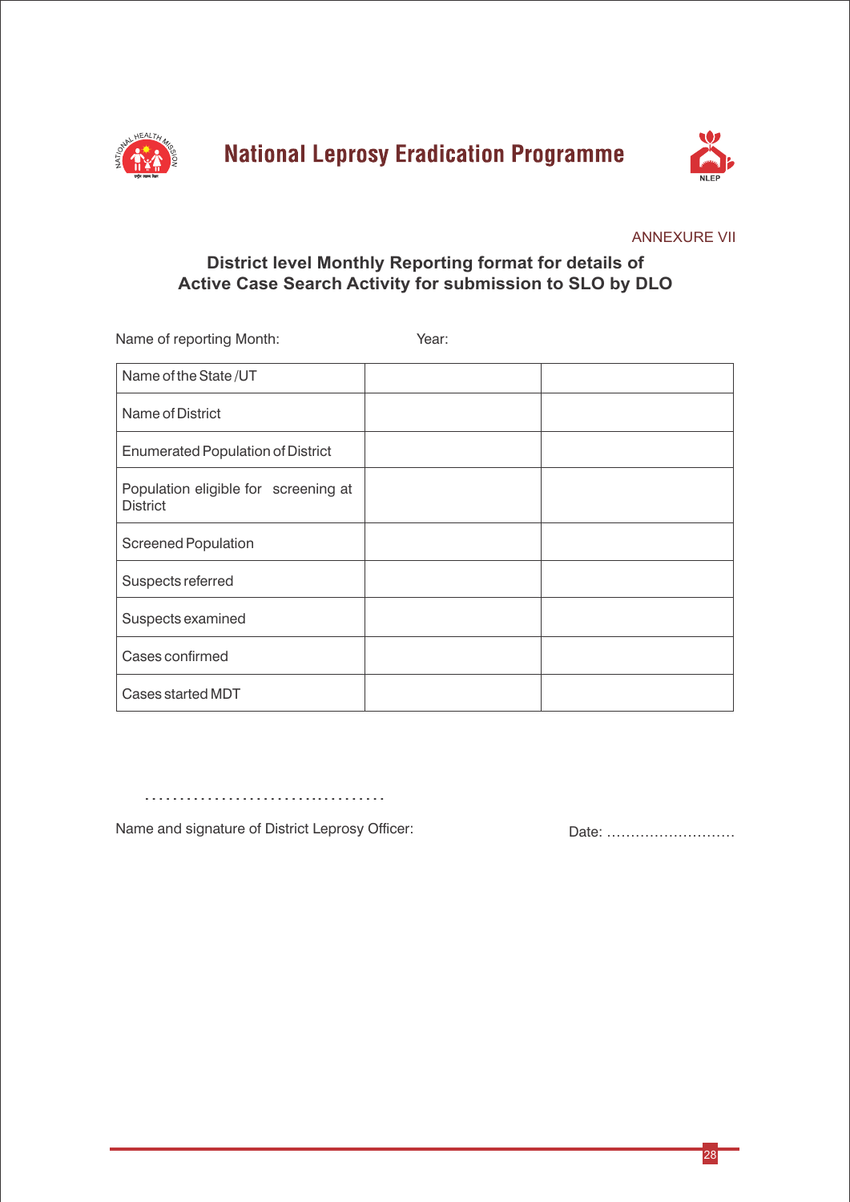ANNEXURE VII

## District level Monthly Reporting format for details of Active Case Search Activity for submission to SLO by DLO

Name of reporting Month: Year:

| Name of the State /UT | | |
|---|---|---|
| Name of District | | |
| Enumerated Population of District | | |
| Population eligible for screening at District | | |
| Screened Population | | |
| Suspects referred | | |
| Suspects examined | | |
| Cases confirmed | | |
| Cases started MDT | | |

.......................................

Name and signature of District Leprosy Officer: Date: ..........................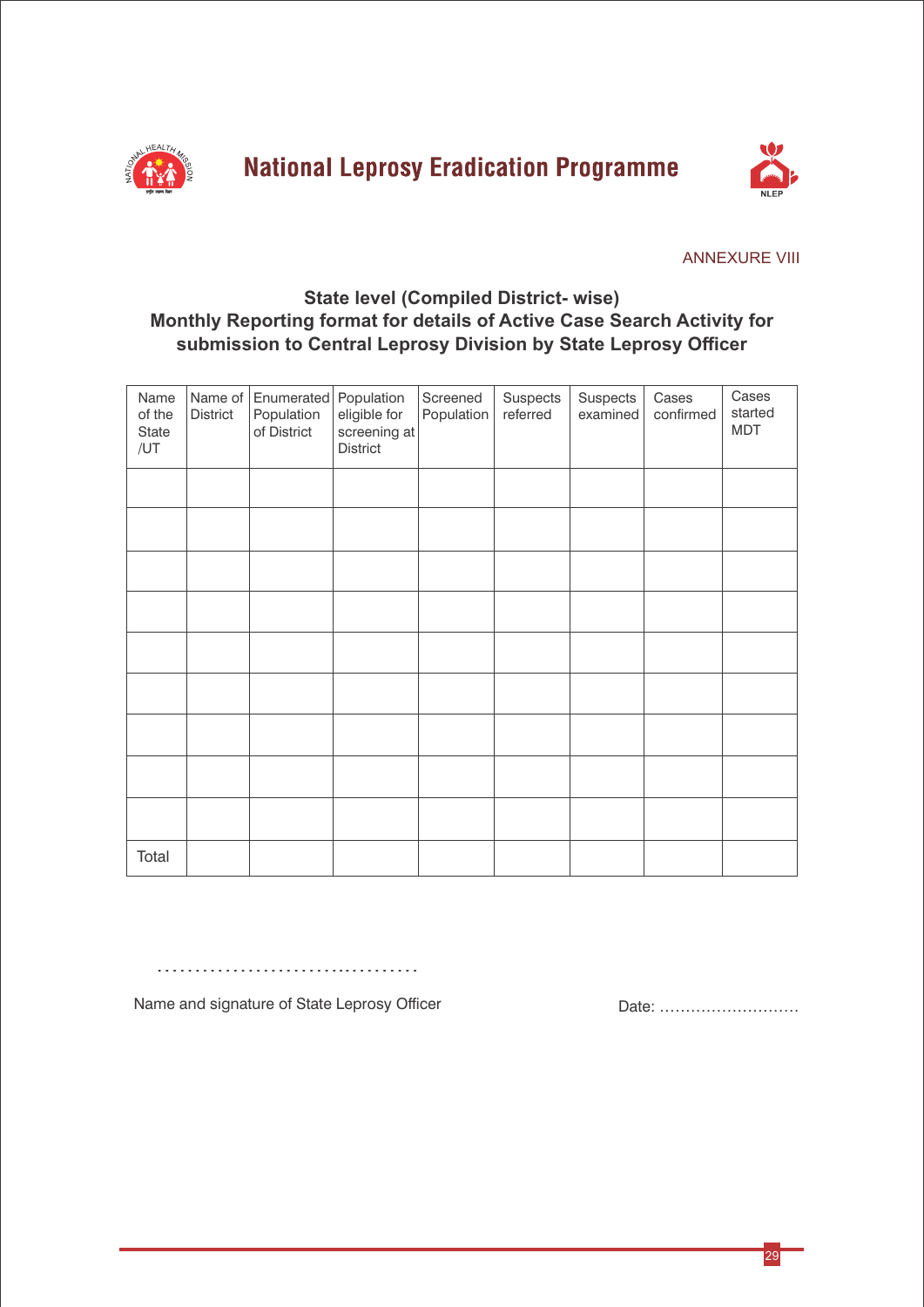ANNEXURE VIII

**State level (Compiled District- wise)**
**Monthly Reporting format for details of Active Case Search Activity for submission to Central Leprosy Division by State Leprosy Officer**

| Name of the State /UT | Name of District | Enumerated Population of District | Population eligible for screening at District | Screened Population | Suspects referred | Suspects examined | Cases confirmed | Cases started MDT |
|---|---|---|---|---|---|---|---|---|
| | | | | | | | | |
| | | | | | | | | |
| | | | | | | | | |
| | | | | | | | | |
| | | | | | | | | |
| | | | | | | | | |
| | | | | | | | | |
| | | | | | | | | |
| | | | | | | | | |
| Total | | | | | | | | |

………………………..……….

Name and signature of State Leprosy Officer

Date: ………………………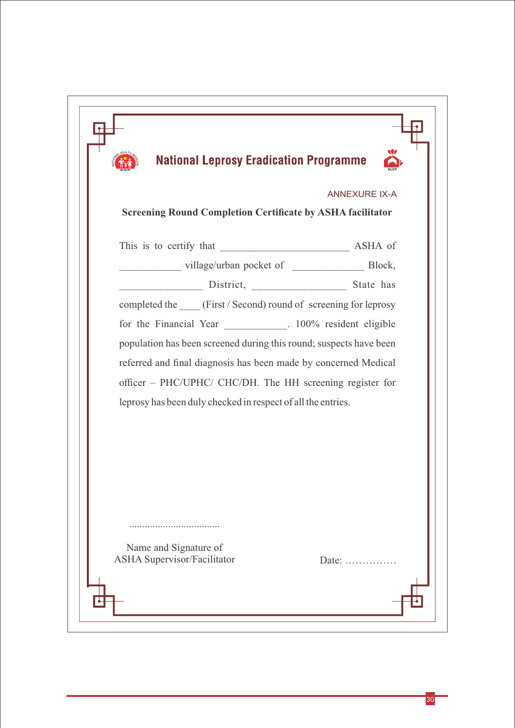**National Leprosy Eradication Programme**

ANNEXURE IX-A

**Screening Round Completion Certificate by ASHA facilitator**

This is to certify that ________________________ ASHA of ___________ village/urban pocket of _____________ Block, _______________ District, _________________ State has completed the ____ (First / Second) round of screening for leprosy for the Financial Year ____________. 100% resident eligible population has been screened during this round; suspects have been referred and final diagnosis has been made by concerned Medical officer – PHC/UPHC/ CHC/DH. The HH screening register for leprosy has been duly checked in respect of all the entries.

..................................

Name and Signature of
ASHA Supervisor/Facilitator

Date: ……………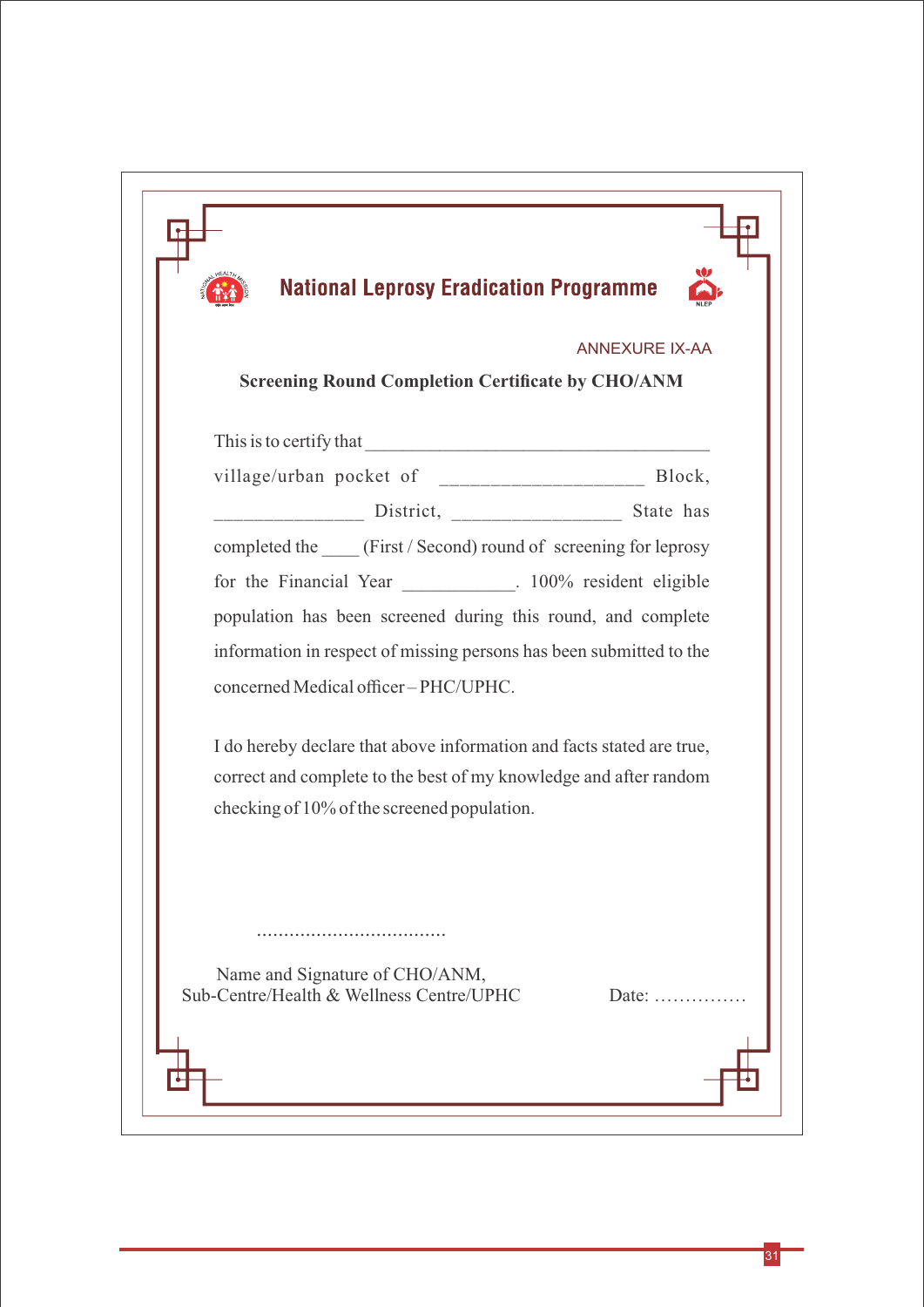# National Leprosy Eradication Programme

ANNEXURE IX-AA

## Screening Round Completion Certificate by CHO/ANM

This is to certify that ____________________________________ village/urban pocket of ___________________ Block, ______________ District, ________________ State has completed the ____ (First / Second) round of screening for leprosy for the Financial Year ___________. 100% resident eligible population has been screened during this round, and complete information in respect of missing persons has been submitted to the concerned Medical officer – PHC/UPHC.

I do hereby declare that above information and facts stated are true, correct and complete to the best of my knowledge and after random checking of 10% of the screened population.

...................................

Name and Signature of CHO/ANM,
Sub-Centre/Health & Wellness Centre/UPHC

Date: ……………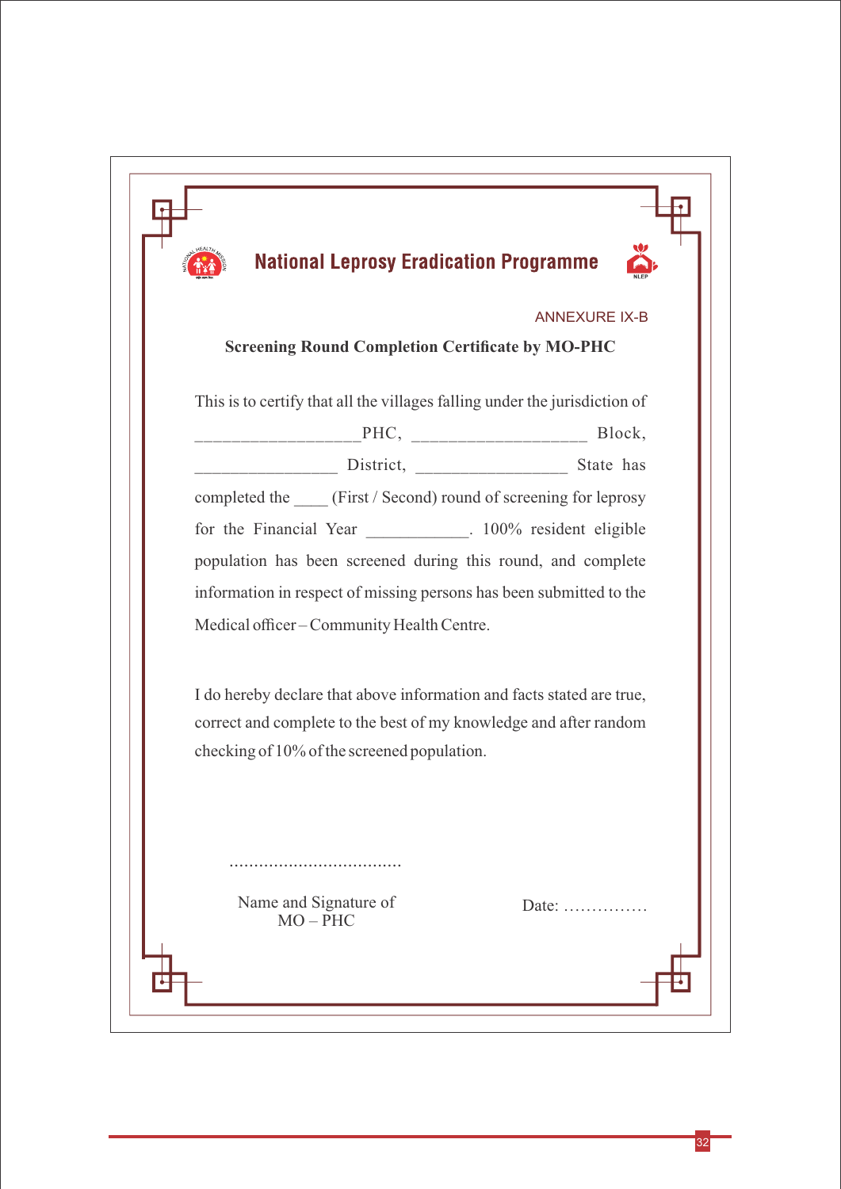# National Leprosy Eradication Programme

ANNEXURE IX-B

**Screening Round Completion Certificate by MO-PHC**

This is to certify that all the villages falling under the jurisdiction of __________________PHC, ___________________ Block, ________________ District, _________________ State has completed the ____ (First / Second) round of screening for leprosy for the Financial Year ____________. 100% resident eligible population has been screened during this round, and complete information in respect of missing persons has been submitted to the Medical officer – Community Health Centre.

I do hereby declare that above information and facts stated are true, correct and complete to the best of my knowledge and after random checking of 10% of the screened population.

...................................

Name and Signature of
MO – PHC

Date: ……………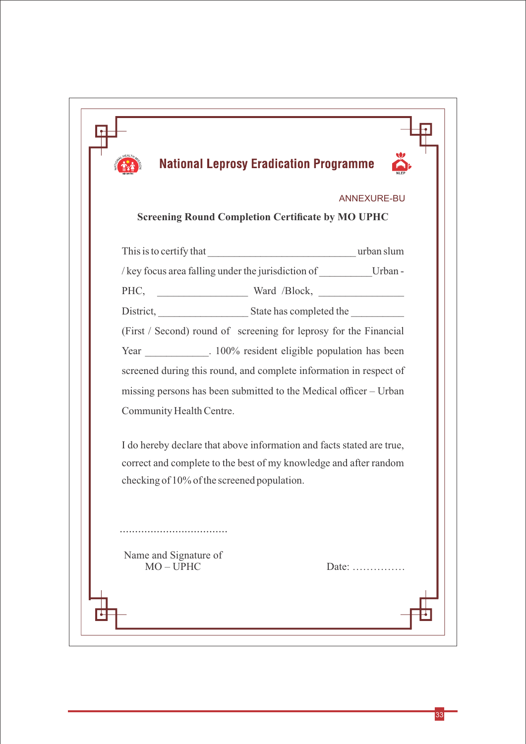# National Leprosy Eradication Programme

ANNEXURE-BU

**Screening Round Completion Certificate by MO UPHC**

This is to certify that ____________________________ urban slum / key focus area falling under the jurisdiction of __________Urban - PHC, _________________ Ward /Block, ________________ District, _________________ State has completed the __________ (First / Second) round of screening for leprosy for the Financial Year ____________. 100% resident eligible population has been screened during this round, and complete information in respect of missing persons has been submitted to the Medical officer – Urban Community Health Centre.

I do hereby declare that above information and facts stated are true, correct and complete to the best of my knowledge and after random checking of 10% of the screened population.

...................................

Name and Signature of
MO – UPHC

Date: ……………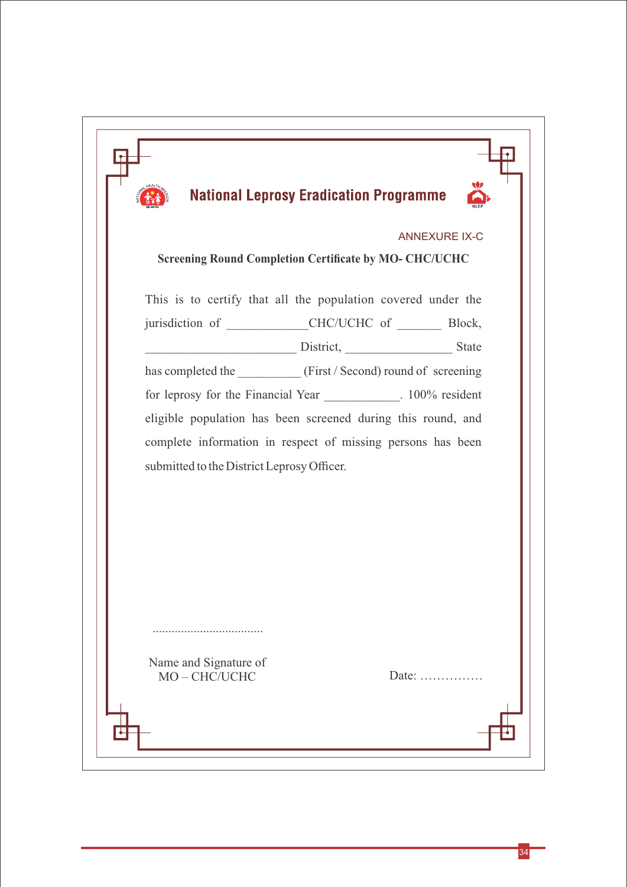# National Leprosy Eradication Programme

ANNEXURE IX-C

**Screening Round Completion Certificate by MO- CHC/UCHC**

This is to certify that all the population covered under the jurisdiction of ____________CHC/UCHC of _______ Block, ________________________ District, _________________ State has completed the __________ (First / Second) round of screening for leprosy for the Financial Year ____________. 100% resident eligible population has been screened during this round, and complete information in respect of missing persons has been submitted to the District Leprosy Officer.

..................................

Name and Signature of
MO – CHC/UCHC

Date: ……………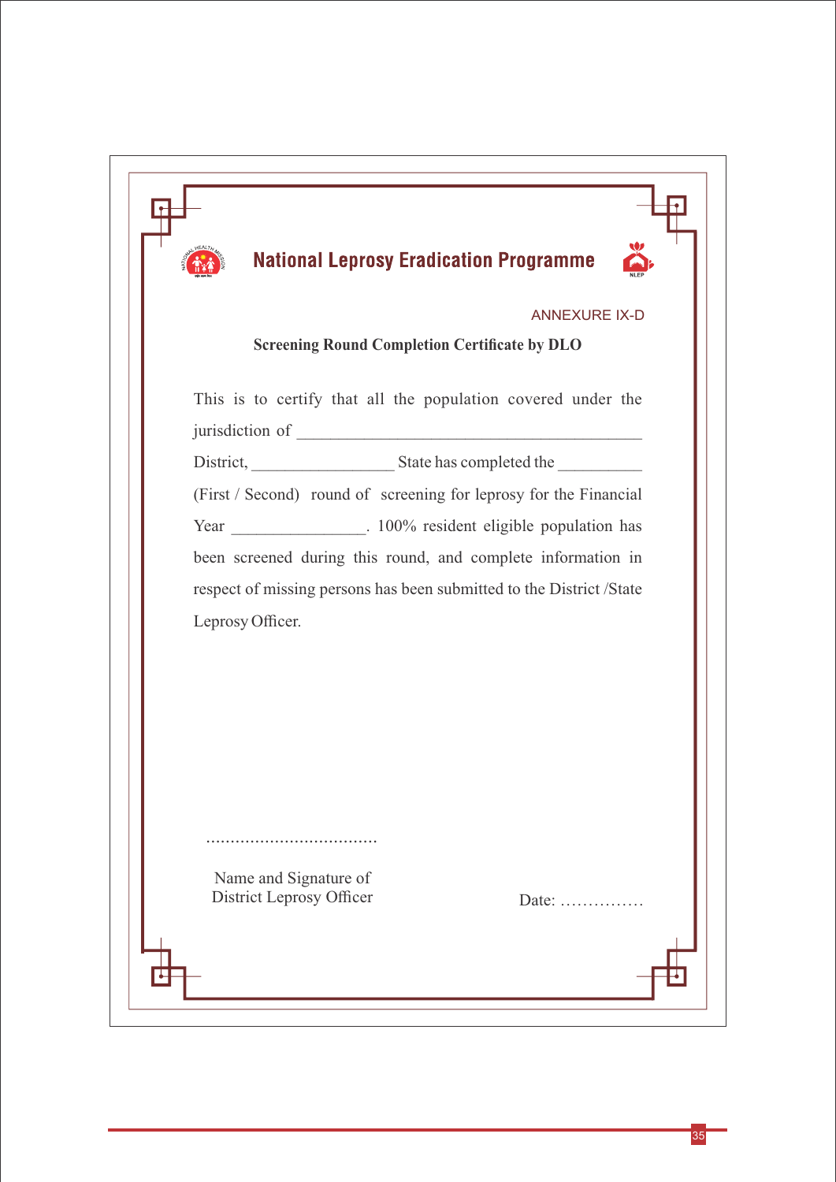# National Leprosy Eradication Programme

ANNEXURE IX-D

**Screening Round Completion Certificate by DLO**

This is to certify that all the population covered under the jurisdiction of _________________________________________ District, _________________ State has completed the __________ (First / Second) round of screening for leprosy for the Financial Year ________________. 100% resident eligible population has been screened during this round, and complete information in respect of missing persons has been submitted to the District /State Leprosy Officer.

...................................

Name and Signature of
District Leprosy Officer

Date: ……………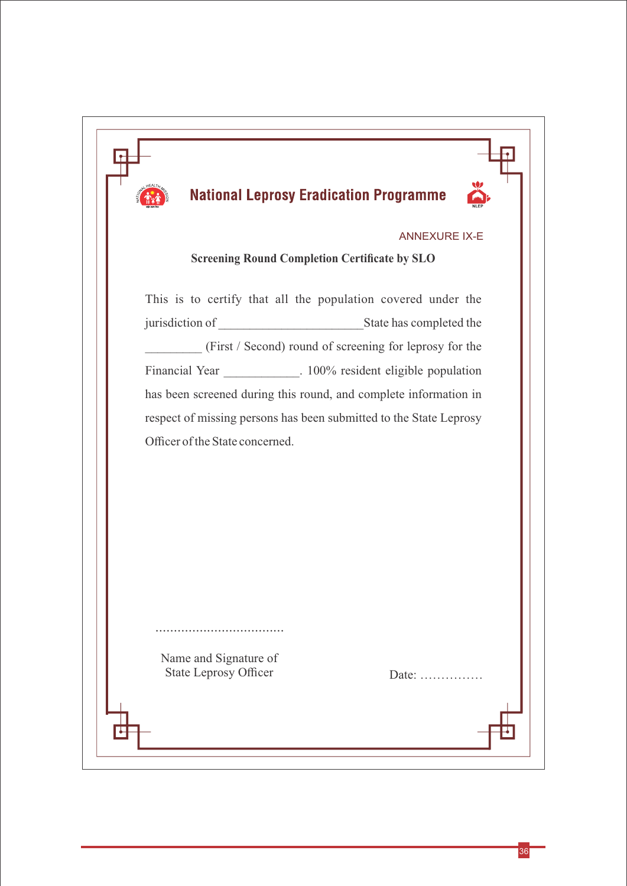# National Leprosy Eradication Programme

ANNEXURE IX-E

**Screening Round Completion Certificate by SLO**

This is to certify that all the population covered under the jurisdiction of ______________________State has completed the _________ (First / Second) round of screening for leprosy for the Financial Year ____________. 100% resident eligible population has been screened during this round, and complete information in respect of missing persons has been submitted to the State Leprosy Officer of the State concerned.

...................................

Name and Signature of
State Leprosy Officer

Date: ……………